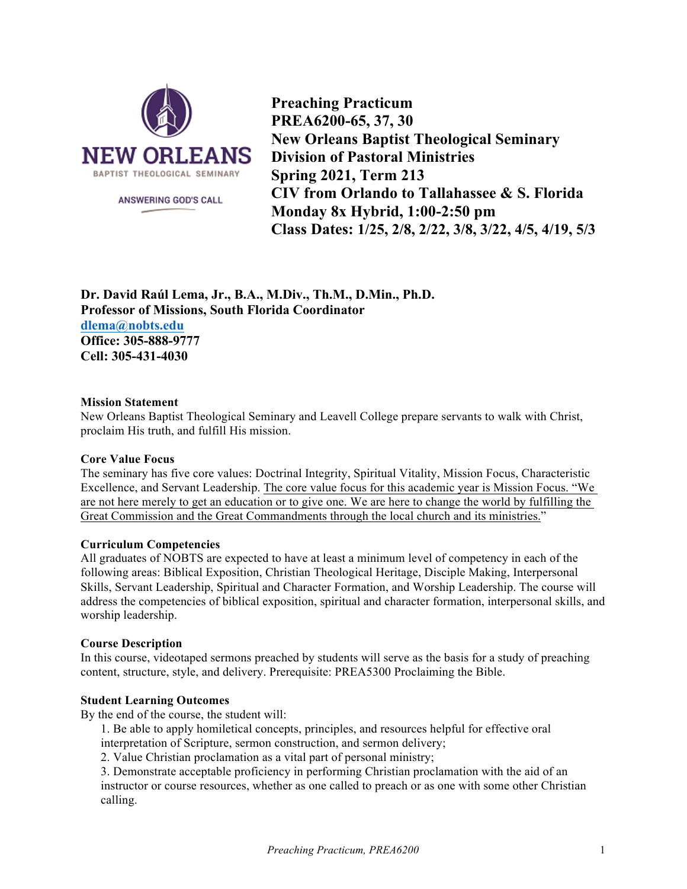**Preaching Practicum**
**PREA6200-65, 37, 30**
**New Orleans Baptist Theological Seminary**
**Division of Pastoral Ministries**
**Spring 2021, Term 213**
**CIV from Orlando to Tallahassee & S. Florida**
**Monday 8x Hybrid, 1:00-2:50 pm**
**Class Dates: 1/25, 2/8, 2/22, 3/8, 3/22, 4/5, 4/19, 5/3**

**Dr. David Raúl Lema, Jr., B.A., M.Div., Th.M., D.Min., Ph.D.**
**Professor of Missions, South Florida Coordinator**
**dlema@nobts.edu**
**Office: 305-888-9777**
**Cell: 305-431-4030**

**Mission Statement**
New Orleans Baptist Theological Seminary and Leavell College prepare servants to walk with Christ, proclaim His truth, and fulfill His mission.

**Core Value Focus**
The seminary has five core values: Doctrinal Integrity, Spiritual Vitality, Mission Focus, Characteristic Excellence, and Servant Leadership. The core value focus for this academic year is Mission Focus. "We are not here merely to get an education or to give one. We are here to change the world by fulfilling the Great Commission and the Great Commandments through the local church and its ministries."

**Curriculum Competencies**
All graduates of NOBTS are expected to have at least a minimum level of competency in each of the following areas: Biblical Exposition, Christian Theological Heritage, Disciple Making, Interpersonal Skills, Servant Leadership, Spiritual and Character Formation, and Worship Leadership. The course will address the competencies of biblical exposition, spiritual and character formation, interpersonal skills, and worship leadership.

**Course Description**
In this course, videotaped sermons preached by students will serve as the basis for a study of preaching content, structure, style, and delivery. Prerequisite: PREA5300 Proclaiming the Bible.

**Student Learning Outcomes**
By the end of the course, the student will:

1. Be able to apply homiletical concepts, principles, and resources helpful for effective oral interpretation of Scripture, sermon construction, and sermon delivery;
2. Value Christian proclamation as a vital part of personal ministry;
3. Demonstrate acceptable proficiency in performing Christian proclamation with the aid of an instructor or course resources, whether as one called to preach or as one with some other Christian calling.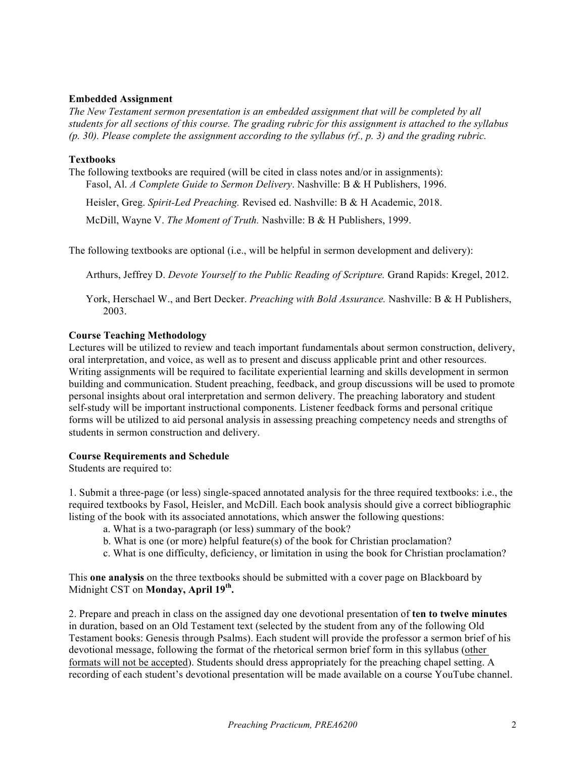**Embedded Assignment**

*The New Testament sermon presentation is an embedded assignment that will be completed by all students for all sections of this course. The grading rubric for this assignment is attached to the syllabus (p. 30). Please complete the assignment according to the syllabus (rf., p. 3) and the grading rubric.*

**Textbooks**

The following textbooks are required (will be cited in class notes and/or in assignments):

Fasol, Al. *A Complete Guide to Sermon Delivery*. Nashville: B & H Publishers, 1996.

Heisler, Greg. *Spirit-Led Preaching.* Revised ed. Nashville: B & H Academic, 2018.

McDill, Wayne V. *The Moment of Truth.* Nashville: B & H Publishers, 1999.

The following textbooks are optional (i.e., will be helpful in sermon development and delivery):

Arthurs, Jeffrey D. *Devote Yourself to the Public Reading of Scripture.* Grand Rapids: Kregel, 2012.

York, Herschael W., and Bert Decker. *Preaching with Bold Assurance.* Nashville: B & H Publishers, 2003.

**Course Teaching Methodology**

Lectures will be utilized to review and teach important fundamentals about sermon construction, delivery, oral interpretation, and voice, as well as to present and discuss applicable print and other resources. Writing assignments will be required to facilitate experiential learning and skills development in sermon building and communication. Student preaching, feedback, and group discussions will be used to promote personal insights about oral interpretation and sermon delivery. The preaching laboratory and student self-study will be important instructional components. Listener feedback forms and personal critique forms will be utilized to aid personal analysis in assessing preaching competency needs and strengths of students in sermon construction and delivery.

**Course Requirements and Schedule**

Students are required to:

1. Submit a three-page (or less) single-spaced annotated analysis for the three required textbooks: i.e., the required textbooks by Fasol, Heisler, and McDill. Each book analysis should give a correct bibliographic listing of the book with its associated annotations, which answer the following questions:
    a. What is a two-paragraph (or less) summary of the book?
    b. What is one (or more) helpful feature(s) of the book for Christian proclamation?
    c. What is one difficulty, deficiency, or limitation in using the book for Christian proclamation?

This **one analysis** on the three textbooks should be submitted with a cover page on Blackboard by Midnight CST on **Monday, April 19th.**

2. Prepare and preach in class on the assigned day one devotional presentation of **ten to twelve minutes** in duration, based on an Old Testament text (selected by the student from any of the following Old Testament books: Genesis through Psalms). Each student will provide the professor a sermon brief of his devotional message, following the format of the rhetorical sermon brief form in this syllabus (<u>other formats will not be accepted</u>). Students should dress appropriately for the preaching chapel setting. A recording of each student's devotional presentation will be made available on a course YouTube channel.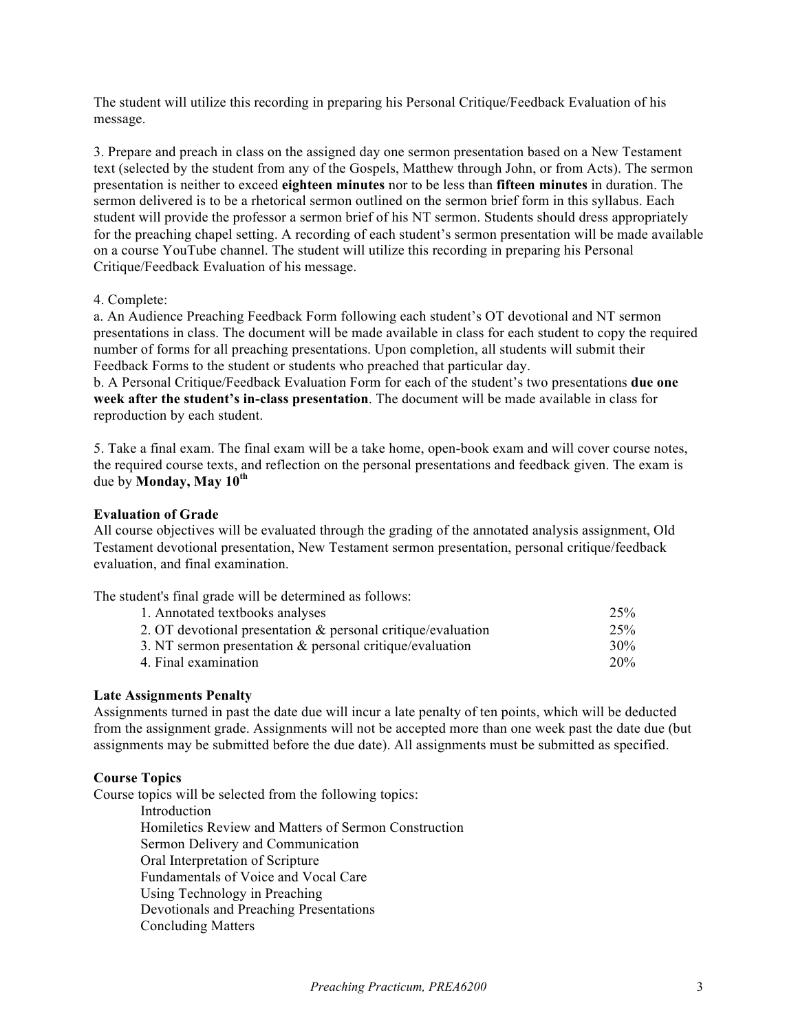The student will utilize this recording in preparing his Personal Critique/Feedback Evaluation of his message.

3. Prepare and preach in class on the assigned day one sermon presentation based on a New Testament text (selected by the student from any of the Gospels, Matthew through John, or from Acts). The sermon presentation is neither to exceed **eighteen minutes** nor to be less than **fifteen minutes** in duration. The sermon delivered is to be a rhetorical sermon outlined on the sermon brief form in this syllabus. Each student will provide the professor a sermon brief of his NT sermon. Students should dress appropriately for the preaching chapel setting. A recording of each student's sermon presentation will be made available on a course YouTube channel. The student will utilize this recording in preparing his Personal Critique/Feedback Evaluation of his message.

4. Complete:
a. An Audience Preaching Feedback Form following each student's OT devotional and NT sermon presentations in class. The document will be made available in class for each student to copy the required number of forms for all preaching presentations. Upon completion, all students will submit their Feedback Forms to the student or students who preached that particular day.
b. A Personal Critique/Feedback Evaluation Form for each of the student's two presentations **due one week after the student's in-class presentation**. The document will be made available in class for reproduction by each student.

5. Take a final exam. The final exam will be a take home, open-book exam and will cover course notes, the required course texts, and reflection on the personal presentations and feedback given. The exam is due by **Monday, May 10th**

**Evaluation of Grade**
All course objectives will be evaluated through the grading of the annotated analysis assignment, Old Testament devotional presentation, New Testament sermon presentation, personal critique/feedback evaluation, and final examination.

The student's final grade will be determined as follows:

| | |
|---|---|
| 1. Annotated textbooks analyses | 25% |
| 2. OT devotional presentation & personal critique/evaluation | 25% |
| 3. NT sermon presentation & personal critique/evaluation | 30% |
| 4. Final examination | 20% |

**Late Assignments Penalty**
Assignments turned in past the date due will incur a late penalty of ten points, which will be deducted from the assignment grade. Assignments will not be accepted more than one week past the date due (but assignments may be submitted before the due date). All assignments must be submitted as specified.

**Course Topics**
Course topics will be selected from the following topics:

- Introduction
- Homiletics Review and Matters of Sermon Construction
- Sermon Delivery and Communication
- Oral Interpretation of Scripture
- Fundamentals of Voice and Vocal Care
- Using Technology in Preaching
- Devotionals and Preaching Presentations
- Concluding Matters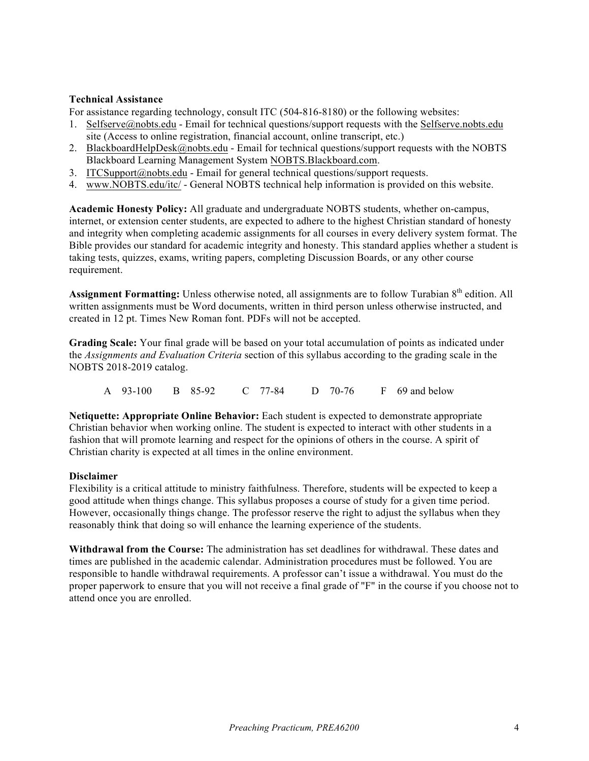**Technical Assistance**

For assistance regarding technology, consult ITC (504-816-8180) or the following websites:

1. Selfserve@nobts.edu - Email for technical questions/support requests with the Selfserve.nobts.edu site (Access to online registration, financial account, online transcript, etc.)
2. BlackboardHelpDesk@nobts.edu - Email for technical questions/support requests with the NOBTS Blackboard Learning Management System NOBTS.Blackboard.com.
3. ITCSupport@nobts.edu - Email for general technical questions/support requests.
4. www.NOBTS.edu/itc/ - General NOBTS technical help information is provided on this website.

**Academic Honesty Policy:** All graduate and undergraduate NOBTS students, whether on-campus, internet, or extension center students, are expected to adhere to the highest Christian standard of honesty and integrity when completing academic assignments for all courses in every delivery system format. The Bible provides our standard for academic integrity and honesty. This standard applies whether a student is taking tests, quizzes, exams, writing papers, completing Discussion Boards, or any other course requirement.

**Assignment Formatting:** Unless otherwise noted, all assignments are to follow Turabian 8th edition. All written assignments must be Word documents, written in third person unless otherwise instructed, and created in 12 pt. Times New Roman font. PDFs will not be accepted.

**Grading Scale:** Your final grade will be based on your total accumulation of points as indicated under the *Assignments and Evaluation Criteria* section of this syllabus according to the grading scale in the NOBTS 2018-2019 catalog.

A 93-100  B 85-92  C 77-84  D 70-76  F 69 and below

**Netiquette: Appropriate Online Behavior:** Each student is expected to demonstrate appropriate Christian behavior when working online. The student is expected to interact with other students in a fashion that will promote learning and respect for the opinions of others in the course. A spirit of Christian charity is expected at all times in the online environment.

**Disclaimer**

Flexibility is a critical attitude to ministry faithfulness. Therefore, students will be expected to keep a good attitude when things change. This syllabus proposes a course of study for a given time period. However, occasionally things change. The professor reserve the right to adjust the syllabus when they reasonably think that doing so will enhance the learning experience of the students.

**Withdrawal from the Course:** The administration has set deadlines for withdrawal. These dates and times are published in the academic calendar. Administration procedures must be followed. You are responsible to handle withdrawal requirements. A professor can't issue a withdrawal. You must do the proper paperwork to ensure that you will not receive a final grade of "F" in the course if you choose not to attend once you are enrolled.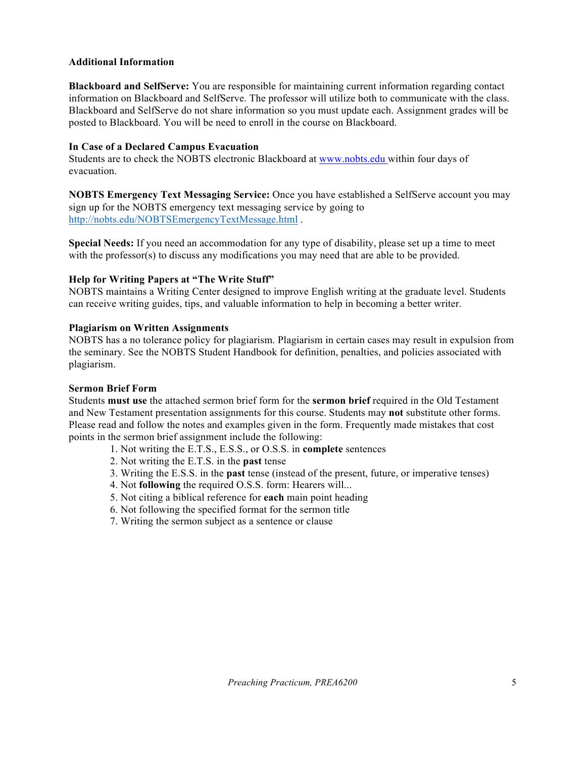**Additional Information**

**Blackboard and SelfServe:** You are responsible for maintaining current information regarding contact information on Blackboard and SelfServe. The professor will utilize both to communicate with the class. Blackboard and SelfServe do not share information so you must update each. Assignment grades will be posted to Blackboard. You will be need to enroll in the course on Blackboard.

**In Case of a Declared Campus Evacuation**
Students are to check the NOBTS electronic Blackboard at [www.nobts.edu](www.nobts.edu) within four days of evacuation.

**NOBTS Emergency Text Messaging Service:** Once you have established a SelfServe account you may sign up for the NOBTS emergency text messaging service by going to [http://nobts.edu/NOBTSEmergencyTextMessage.html](http://nobts.edu/NOBTSEmergencyTextMessage.html) .

**Special Needs:** If you need an accommodation for any type of disability, please set up a time to meet with the professor(s) to discuss any modifications you may need that are able to be provided.

**Help for Writing Papers at "The Write Stuff"**
NOBTS maintains a Writing Center designed to improve English writing at the graduate level. Students can receive writing guides, tips, and valuable information to help in becoming a better writer.

**Plagiarism on Written Assignments**
NOBTS has a no tolerance policy for plagiarism. Plagiarism in certain cases may result in expulsion from the seminary. See the NOBTS Student Handbook for definition, penalties, and policies associated with plagiarism.

**Sermon Brief Form**
Students **must use** the attached sermon brief form for the **sermon brief** required in the Old Testament and New Testament presentation assignments for this course. Students may **not** substitute other forms. Please read and follow the notes and examples given in the form. Frequently made mistakes that cost points in the sermon brief assignment include the following:

1. Not writing the E.T.S., E.S.S., or O.S.S. in **complete** sentences
2. Not writing the E.T.S. in the **past** tense
3. Writing the E.S.S. in the **past** tense (instead of the present, future, or imperative tenses)
4. Not **following** the required O.S.S. form: Hearers will...
5. Not citing a biblical reference for **each** main point heading
6. Not following the specified format for the sermon title
7. Writing the sermon subject as a sentence or clause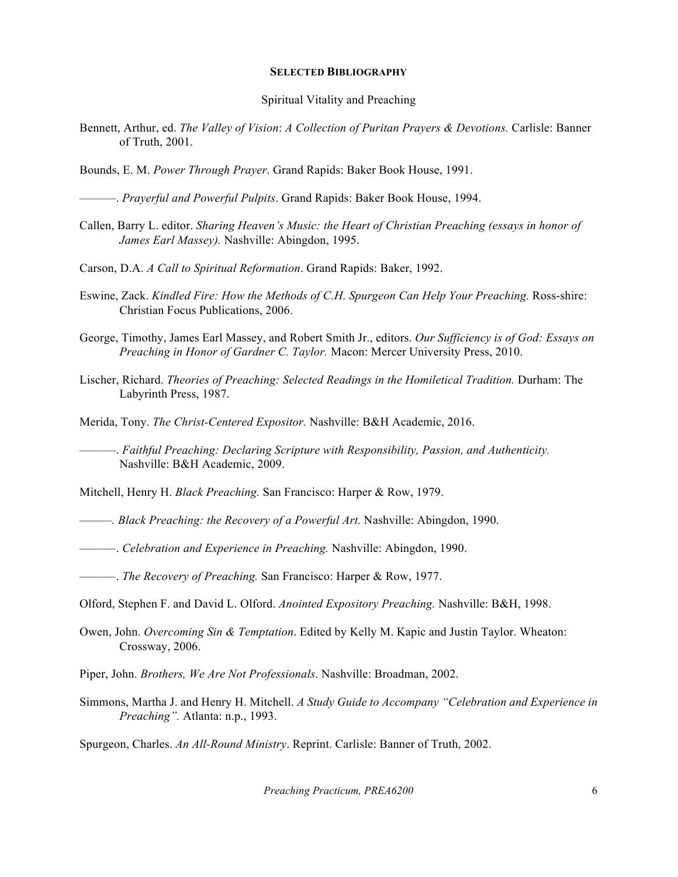## SELECTED BIBLIOGRAPHY

Spiritual Vitality and Preaching

Bennett, Arthur, ed. *The Valley of Vision*: *A Collection of Puritan Prayers & Devotions.* Carlisle: Banner of Truth, 2001.

Bounds, E. M. *Power Through Prayer*. Grand Rapids: Baker Book House, 1991.

———. *Prayerful and Powerful Pulpits*. Grand Rapids: Baker Book House, 1994.

Callen, Barry L. editor. *Sharing Heaven's Music: the Heart of Christian Preaching (essays in honor of James Earl Massey).* Nashville: Abingdon, 1995.

Carson, D.A. *A Call to Spiritual Reformation*. Grand Rapids: Baker, 1992.

Eswine, Zack. *Kindled Fire: How the Methods of C.H. Spurgeon Can Help Your Preaching.* Ross-shire: Christian Focus Publications, 2006.

George, Timothy, James Earl Massey, and Robert Smith Jr., editors. *Our Sufficiency is of God: Essays on Preaching in Honor of Gardner C. Taylor.* Macon: Mercer University Press, 2010.

Lischer, Richard. *Theories of Preaching: Selected Readings in the Homiletical Tradition.* Durham: The Labyrinth Press, 1987.

Merida, Tony. *The Christ-Centered Expositor.* Nashville: B&H Academic, 2016.

———. *Faithful Preaching: Declaring Scripture with Responsibility, Passion, and Authenticity.* Nashville: B&H Academic, 2009.

Mitchell, Henry H. *Black Preaching.* San Francisco: Harper & Row, 1979.

———. *Black Preaching: the Recovery of a Powerful Art.* Nashville: Abingdon, 1990.

———. *Celebration and Experience in Preaching.* Nashville: Abingdon, 1990.

———. *The Recovery of Preaching.* San Francisco: Harper & Row, 1977.

Olford, Stephen F. and David L. Olford. *Anointed Expository Preaching.* Nashville: B&H, 1998.

Owen, John. *Overcoming Sin & Temptation*. Edited by Kelly M. Kapic and Justin Taylor. Wheaton: Crossway, 2006.

Piper, John. *Brothers, We Are Not Professionals*. Nashville: Broadman, 2002.

Simmons, Martha J. and Henry H. Mitchell. *A Study Guide to Accompany "Celebration and Experience in Preaching".* Atlanta: n.p., 1993.

Spurgeon, Charles. *An All-Round Ministry*. Reprint. Carlisle: Banner of Truth, 2002.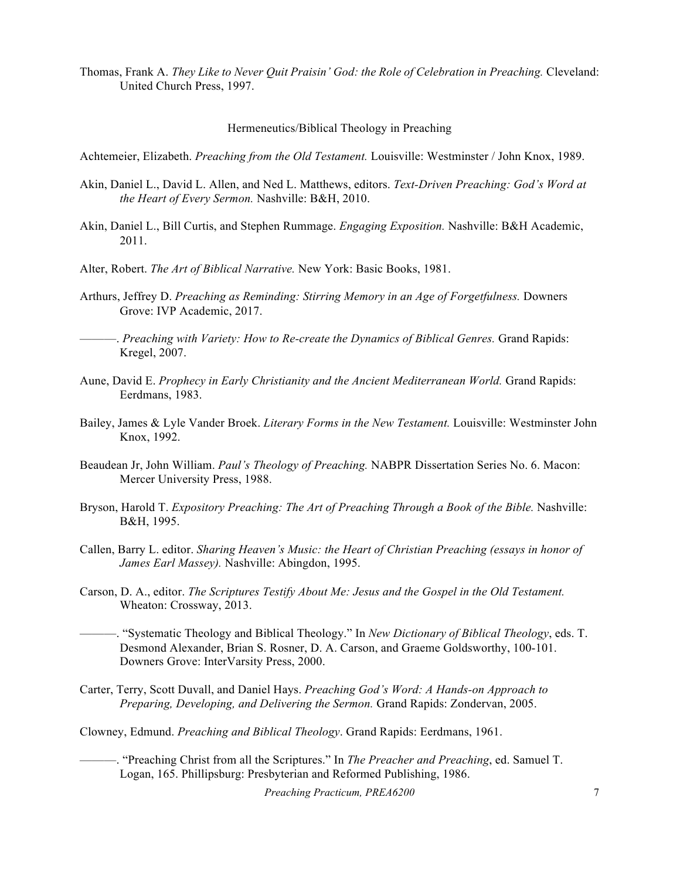Thomas, Frank A. *They Like to Never Quit Praisin' God: the Role of Celebration in Preaching.* Cleveland: United Church Press, 1997.

## Hermeneutics/Biblical Theology in Preaching

Achtemeier, Elizabeth. *Preaching from the Old Testament.* Louisville: Westminster / John Knox, 1989.

Akin, Daniel L., David L. Allen, and Ned L. Matthews, editors. *Text-Driven Preaching: God's Word at the Heart of Every Sermon.* Nashville: B&H, 2010.

Akin, Daniel L., Bill Curtis, and Stephen Rummage. *Engaging Exposition.* Nashville: B&H Academic, 2011.

Alter, Robert. *The Art of Biblical Narrative.* New York: Basic Books, 1981.

Arthurs, Jeffrey D. *Preaching as Reminding: Stirring Memory in an Age of Forgetfulness.* Downers Grove: IVP Academic, 2017.

———. *Preaching with Variety: How to Re-create the Dynamics of Biblical Genres.* Grand Rapids: Kregel, 2007.

Aune, David E. *Prophecy in Early Christianity and the Ancient Mediterranean World.* Grand Rapids: Eerdmans, 1983.

Bailey, James & Lyle Vander Broek. *Literary Forms in the New Testament.* Louisville: Westminster John Knox, 1992.

Beaudean Jr, John William. *Paul's Theology of Preaching.* NABPR Dissertation Series No. 6. Macon: Mercer University Press, 1988.

Bryson, Harold T. *Expository Preaching: The Art of Preaching Through a Book of the Bible.* Nashville: B&H, 1995.

Callen, Barry L. editor. *Sharing Heaven's Music: the Heart of Christian Preaching (essays in honor of James Earl Massey).* Nashville: Abingdon, 1995.

Carson, D. A., editor. *The Scriptures Testify About Me: Jesus and the Gospel in the Old Testament.* Wheaton: Crossway, 2013.

———. "Systematic Theology and Biblical Theology." In *New Dictionary of Biblical Theology*, eds. T. Desmond Alexander, Brian S. Rosner, D. A. Carson, and Graeme Goldsworthy, 100-101. Downers Grove: InterVarsity Press, 2000.

Carter, Terry, Scott Duvall, and Daniel Hays. *Preaching God's Word: A Hands-on Approach to Preparing, Developing, and Delivering the Sermon.* Grand Rapids: Zondervan, 2005.

Clowney, Edmund. *Preaching and Biblical Theology*. Grand Rapids: Eerdmans, 1961.

———. "Preaching Christ from all the Scriptures." In *The Preacher and Preaching*, ed. Samuel T. Logan, 165. Phillipsburg: Presbyterian and Reformed Publishing, 1986.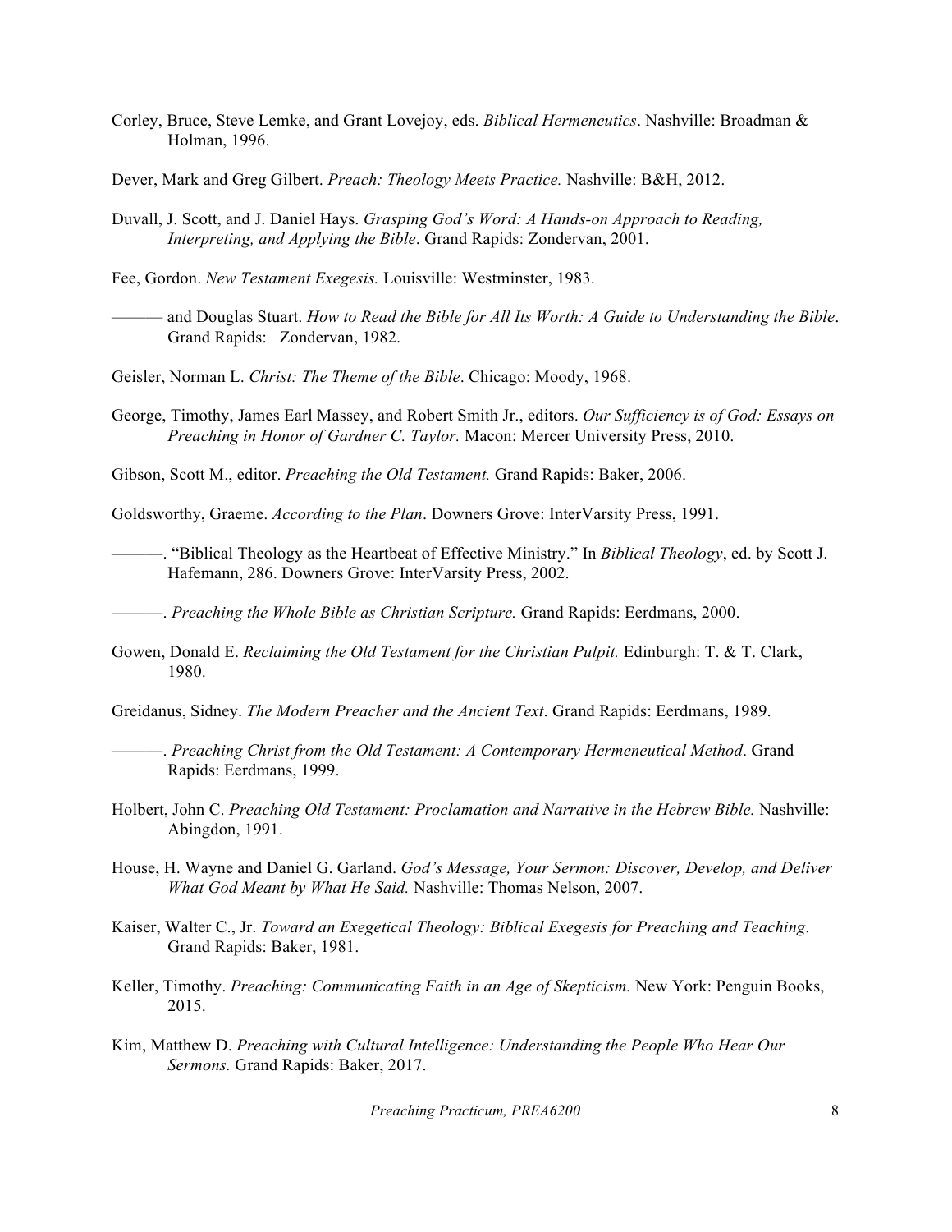Corley, Bruce, Steve Lemke, and Grant Lovejoy, eds. *Biblical Hermeneutics*. Nashville: Broadman & Holman, 1996.

Dever, Mark and Greg Gilbert. *Preach: Theology Meets Practice.* Nashville: B&H, 2012.

Duvall, J. Scott, and J. Daniel Hays. *Grasping God's Word: A Hands-on Approach to Reading, Interpreting, and Applying the Bible*. Grand Rapids: Zondervan, 2001.

Fee, Gordon. *New Testament Exegesis.* Louisville: Westminster, 1983.

——— and Douglas Stuart. *How to Read the Bible for All Its Worth: A Guide to Understanding the Bible*. Grand Rapids: Zondervan, 1982.

Geisler, Norman L. *Christ: The Theme of the Bible*. Chicago: Moody, 1968.

George, Timothy, James Earl Massey, and Robert Smith Jr., editors. *Our Sufficiency is of God: Essays on Preaching in Honor of Gardner C. Taylor.* Macon: Mercer University Press, 2010.

Gibson, Scott M., editor. *Preaching the Old Testament.* Grand Rapids: Baker, 2006.

Goldsworthy, Graeme. *According to the Plan*. Downers Grove: InterVarsity Press, 1991.

———. "Biblical Theology as the Heartbeat of Effective Ministry." In *Biblical Theology*, ed. by Scott J. Hafemann, 286. Downers Grove: InterVarsity Press, 2002.

———. *Preaching the Whole Bible as Christian Scripture.* Grand Rapids: Eerdmans, 2000.

Gowen, Donald E. *Reclaiming the Old Testament for the Christian Pulpit.* Edinburgh: T. & T. Clark, 1980.

Greidanus, Sidney. *The Modern Preacher and the Ancient Text*. Grand Rapids: Eerdmans, 1989.

———. *Preaching Christ from the Old Testament: A Contemporary Hermeneutical Method*. Grand Rapids: Eerdmans, 1999.

Holbert, John C. *Preaching Old Testament: Proclamation and Narrative in the Hebrew Bible.* Nashville: Abingdon, 1991.

House, H. Wayne and Daniel G. Garland. *God's Message, Your Sermon: Discover, Develop, and Deliver What God Meant by What He Said.* Nashville: Thomas Nelson, 2007.

Kaiser, Walter C., Jr. *Toward an Exegetical Theology: Biblical Exegesis for Preaching and Teaching*. Grand Rapids: Baker, 1981.

Keller, Timothy. *Preaching: Communicating Faith in an Age of Skepticism.* New York: Penguin Books, 2015.

Kim, Matthew D. *Preaching with Cultural Intelligence: Understanding the People Who Hear Our Sermons.* Grand Rapids: Baker, 2017.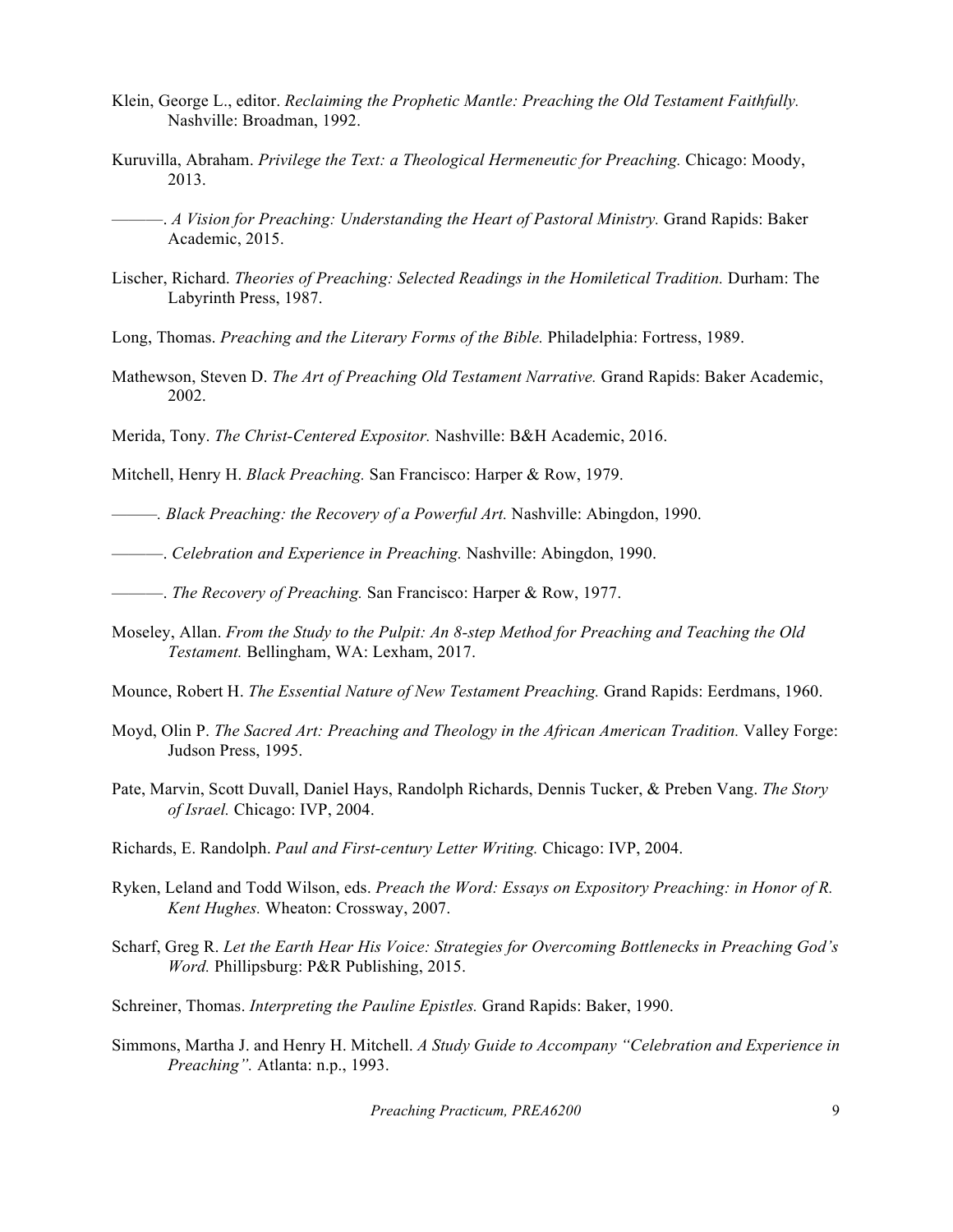Klein, George L., editor. *Reclaiming the Prophetic Mantle: Preaching the Old Testament Faithfully.* Nashville: Broadman, 1992.

Kuruvilla, Abraham. *Privilege the Text: a Theological Hermeneutic for Preaching.* Chicago: Moody, 2013.

———. *A Vision for Preaching: Understanding the Heart of Pastoral Ministry.* Grand Rapids: Baker Academic, 2015.

Lischer, Richard. *Theories of Preaching: Selected Readings in the Homiletical Tradition.* Durham: The Labyrinth Press, 1987.

Long, Thomas. *Preaching and the Literary Forms of the Bible.* Philadelphia: Fortress, 1989.

Mathewson, Steven D. *The Art of Preaching Old Testament Narrative.* Grand Rapids: Baker Academic, 2002.

Merida, Tony. *The Christ-Centered Expositor.* Nashville: B&H Academic, 2016.

Mitchell, Henry H. *Black Preaching.* San Francisco: Harper & Row, 1979.

———. *Black Preaching: the Recovery of a Powerful Art.* Nashville: Abingdon, 1990.

———. *Celebration and Experience in Preaching.* Nashville: Abingdon, 1990.

———. *The Recovery of Preaching.* San Francisco: Harper & Row, 1977.

Moseley, Allan. *From the Study to the Pulpit: An 8-step Method for Preaching and Teaching the Old Testament.* Bellingham, WA: Lexham, 2017.

Mounce, Robert H. *The Essential Nature of New Testament Preaching.* Grand Rapids: Eerdmans, 1960.

Moyd, Olin P. *The Sacred Art: Preaching and Theology in the African American Tradition.* Valley Forge: Judson Press, 1995.

Pate, Marvin, Scott Duvall, Daniel Hays, Randolph Richards, Dennis Tucker, & Preben Vang. *The Story of Israel.* Chicago: IVP, 2004.

Richards, E. Randolph. *Paul and First-century Letter Writing.* Chicago: IVP, 2004.

Ryken, Leland and Todd Wilson, eds. *Preach the Word: Essays on Expository Preaching: in Honor of R. Kent Hughes.* Wheaton: Crossway, 2007.

Scharf, Greg R. *Let the Earth Hear His Voice: Strategies for Overcoming Bottlenecks in Preaching God's Word.* Phillipsburg: P&R Publishing, 2015.

Schreiner, Thomas. *Interpreting the Pauline Epistles.* Grand Rapids: Baker, 1990.

Simmons, Martha J. and Henry H. Mitchell. *A Study Guide to Accompany "Celebration and Experience in Preaching".* Atlanta: n.p., 1993.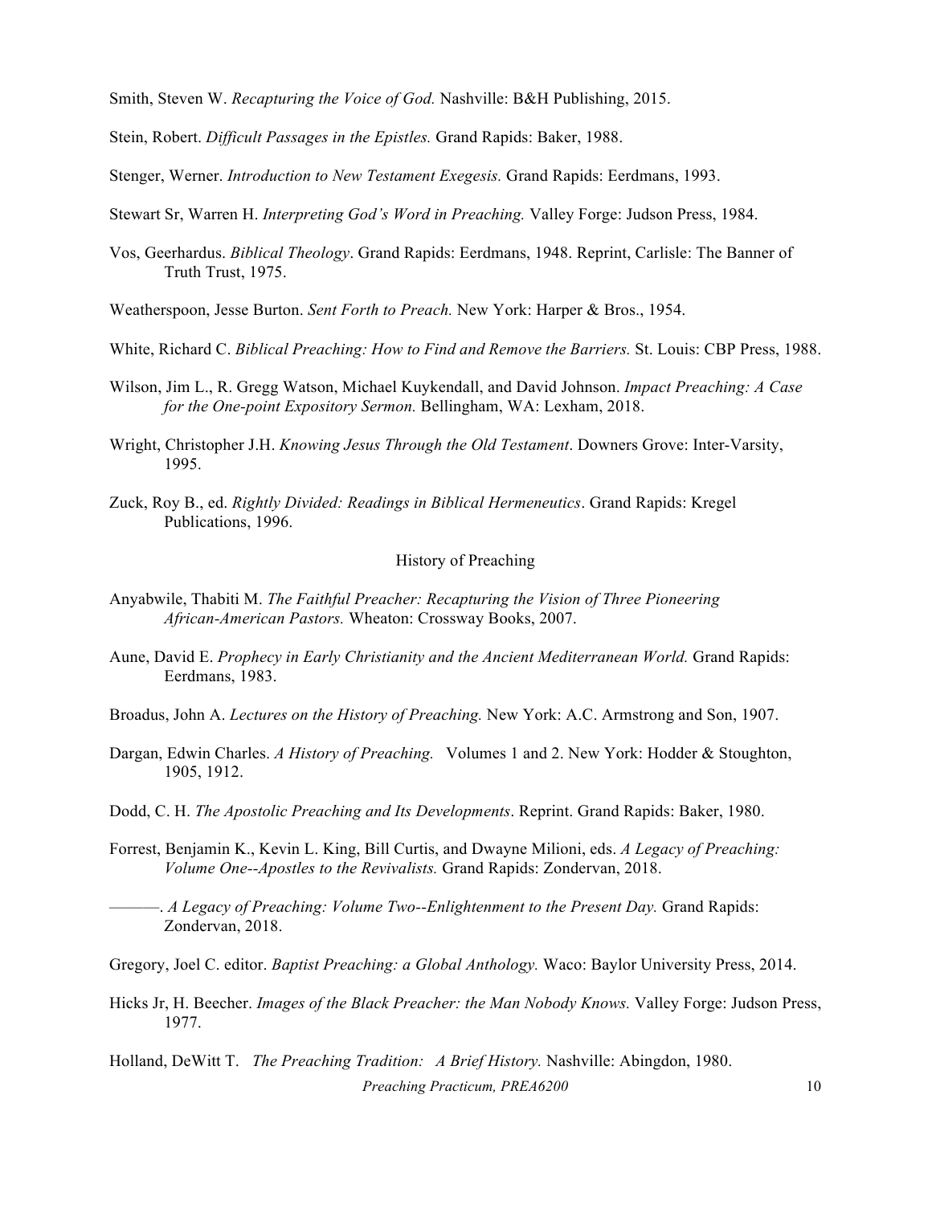Smith, Steven W. *Recapturing the Voice of God.* Nashville: B&H Publishing, 2015.

Stein, Robert. *Difficult Passages in the Epistles.* Grand Rapids: Baker, 1988.

Stenger, Werner. *Introduction to New Testament Exegesis.* Grand Rapids: Eerdmans, 1993.

Stewart Sr, Warren H. *Interpreting God's Word in Preaching.* Valley Forge: Judson Press, 1984.

Vos, Geerhardus. *Biblical Theology*. Grand Rapids: Eerdmans, 1948. Reprint, Carlisle: The Banner of Truth Trust, 1975.

Weatherspoon, Jesse Burton. *Sent Forth to Preach.* New York: Harper & Bros., 1954.

White, Richard C. *Biblical Preaching: How to Find and Remove the Barriers.* St. Louis: CBP Press, 1988.

Wilson, Jim L., R. Gregg Watson, Michael Kuykendall, and David Johnson. *Impact Preaching: A Case for the One-point Expository Sermon.* Bellingham, WA: Lexham, 2018.

Wright, Christopher J.H. *Knowing Jesus Through the Old Testament*. Downers Grove: Inter-Varsity, 1995.

Zuck, Roy B., ed. *Rightly Divided: Readings in Biblical Hermeneutics*. Grand Rapids: Kregel Publications, 1996.

## History of Preaching

Anyabwile, Thabiti M. *The Faithful Preacher: Recapturing the Vision of Three Pioneering African-American Pastors.* Wheaton: Crossway Books, 2007.

Aune, David E. *Prophecy in Early Christianity and the Ancient Mediterranean World.* Grand Rapids: Eerdmans, 1983.

Broadus, John A. *Lectures on the History of Preaching.* New York: A.C. Armstrong and Son, 1907.

Dargan, Edwin Charles. *A History of Preaching.* Volumes 1 and 2. New York: Hodder & Stoughton, 1905, 1912.

Dodd, C. H. *The Apostolic Preaching and Its Developments*. Reprint. Grand Rapids: Baker, 1980.

Forrest, Benjamin K., Kevin L. King, Bill Curtis, and Dwayne Milioni, eds. *A Legacy of Preaching: Volume One--Apostles to the Revivalists.* Grand Rapids: Zondervan, 2018.

———. *A Legacy of Preaching: Volume Two--Enlightenment to the Present Day.* Grand Rapids: Zondervan, 2018.

Gregory, Joel C. editor. *Baptist Preaching: a Global Anthology.* Waco: Baylor University Press, 2014.

Hicks Jr, H. Beecher. *Images of the Black Preacher: the Man Nobody Knows.* Valley Forge: Judson Press, 1977.

Holland, DeWitt T. *The Preaching Tradition: A Brief History.* Nashville: Abingdon, 1980.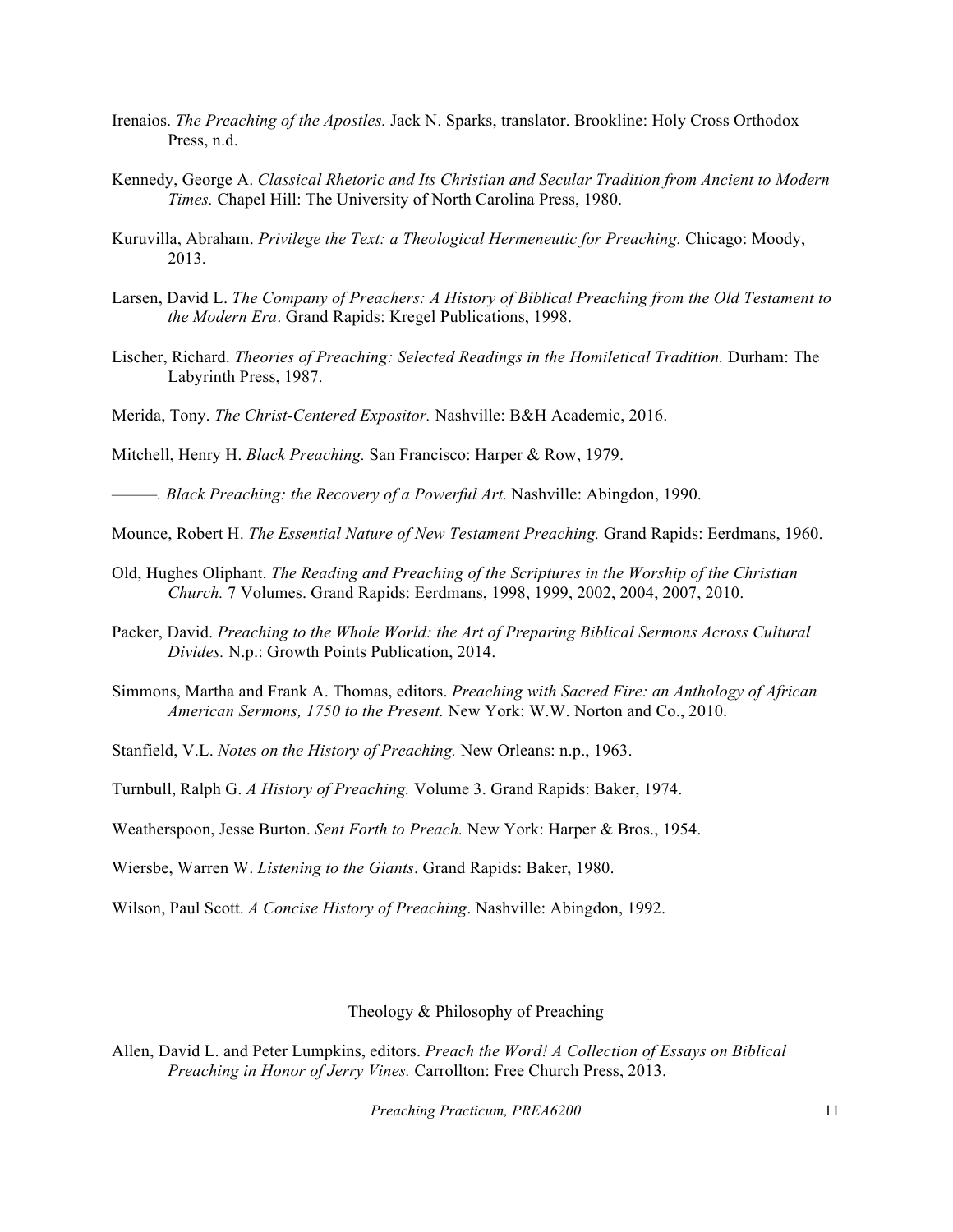Irenaios. *The Preaching of the Apostles.* Jack N. Sparks, translator. Brookline: Holy Cross Orthodox Press, n.d.

Kennedy, George A. *Classical Rhetoric and Its Christian and Secular Tradition from Ancient to Modern Times.* Chapel Hill: The University of North Carolina Press, 1980.

Kuruvilla, Abraham. *Privilege the Text: a Theological Hermeneutic for Preaching.* Chicago: Moody, 2013.

Larsen, David L. *The Company of Preachers: A History of Biblical Preaching from the Old Testament to the Modern Era*. Grand Rapids: Kregel Publications, 1998.

Lischer, Richard. *Theories of Preaching: Selected Readings in the Homiletical Tradition.* Durham: The Labyrinth Press, 1987.

Merida, Tony. *The Christ-Centered Expositor.* Nashville: B&H Academic, 2016.

Mitchell, Henry H. *Black Preaching.* San Francisco: Harper & Row, 1979.

———. *Black Preaching: the Recovery of a Powerful Art.* Nashville: Abingdon, 1990.

Mounce, Robert H. *The Essential Nature of New Testament Preaching.* Grand Rapids: Eerdmans, 1960.

Old, Hughes Oliphant. *The Reading and Preaching of the Scriptures in the Worship of the Christian Church.* 7 Volumes. Grand Rapids: Eerdmans, 1998, 1999, 2002, 2004, 2007, 2010.

Packer, David. *Preaching to the Whole World: the Art of Preparing Biblical Sermons Across Cultural Divides.* N.p.: Growth Points Publication, 2014.

Simmons, Martha and Frank A. Thomas, editors. *Preaching with Sacred Fire: an Anthology of African American Sermons, 1750 to the Present.* New York: W.W. Norton and Co., 2010.

Stanfield, V.L. *Notes on the History of Preaching.* New Orleans: n.p., 1963.

Turnbull, Ralph G. *A History of Preaching.* Volume 3. Grand Rapids: Baker, 1974.

Weatherspoon, Jesse Burton. *Sent Forth to Preach.* New York: Harper & Bros., 1954.

Wiersbe, Warren W. *Listening to the Giants*. Grand Rapids: Baker, 1980.

Wilson, Paul Scott. *A Concise History of Preaching*. Nashville: Abingdon, 1992.

## Theology & Philosophy of Preaching

Allen, David L. and Peter Lumpkins, editors. *Preach the Word! A Collection of Essays on Biblical Preaching in Honor of Jerry Vines.* Carrollton: Free Church Press, 2013.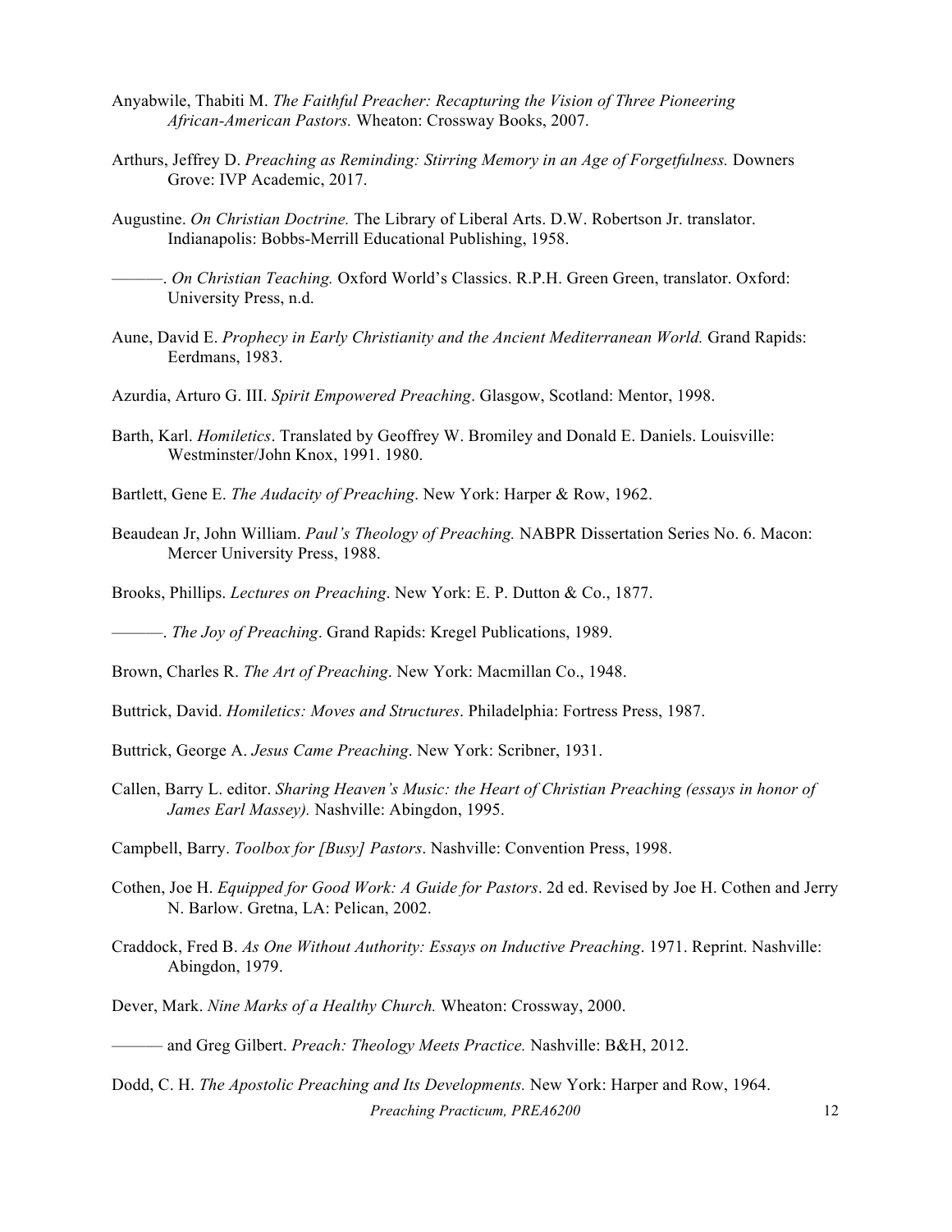Anyabwile, Thabiti M. *The Faithful Preacher: Recapturing the Vision of Three Pioneering African-American Pastors.* Wheaton: Crossway Books, 2007.

Arthurs, Jeffrey D. *Preaching as Reminding: Stirring Memory in an Age of Forgetfulness.* Downers Grove: IVP Academic, 2017.

Augustine. *On Christian Doctrine.* The Library of Liberal Arts. D.W. Robertson Jr. translator. Indianapolis: Bobbs-Merrill Educational Publishing, 1958.

———. *On Christian Teaching.* Oxford World's Classics. R.P.H. Green Green, translator. Oxford: University Press, n.d.

Aune, David E. *Prophecy in Early Christianity and the Ancient Mediterranean World.* Grand Rapids: Eerdmans, 1983.

Azurdia, Arturo G. III. *Spirit Empowered Preaching*. Glasgow, Scotland: Mentor, 1998.

Barth, Karl. *Homiletics*. Translated by Geoffrey W. Bromiley and Donald E. Daniels. Louisville: Westminster/John Knox, 1991. 1980.

Bartlett, Gene E. *The Audacity of Preaching*. New York: Harper & Row, 1962.

Beaudean Jr, John William. *Paul's Theology of Preaching.* NABPR Dissertation Series No. 6. Macon: Mercer University Press, 1988.

Brooks, Phillips. *Lectures on Preaching*. New York: E. P. Dutton & Co., 1877.

———. *The Joy of Preaching*. Grand Rapids: Kregel Publications, 1989.

Brown, Charles R. *The Art of Preaching*. New York: Macmillan Co., 1948.

Buttrick, David. *Homiletics: Moves and Structures*. Philadelphia: Fortress Press, 1987.

Buttrick, George A. *Jesus Came Preaching*. New York: Scribner, 1931.

Callen, Barry L. editor. *Sharing Heaven's Music: the Heart of Christian Preaching (essays in honor of James Earl Massey).* Nashville: Abingdon, 1995.

Campbell, Barry. *Toolbox for [Busy] Pastors*. Nashville: Convention Press, 1998.

Cothen, Joe H. *Equipped for Good Work: A Guide for Pastors*. 2d ed. Revised by Joe H. Cothen and Jerry N. Barlow. Gretna, LA: Pelican, 2002.

Craddock, Fred B. *As One Without Authority: Essays on Inductive Preaching*. 1971. Reprint. Nashville: Abingdon, 1979.

Dever, Mark. *Nine Marks of a Healthy Church.* Wheaton: Crossway, 2000.

——— and Greg Gilbert. *Preach: Theology Meets Practice.* Nashville: B&H, 2012.

Dodd, C. H. *The Apostolic Preaching and Its Developments.* New York: Harper and Row, 1964.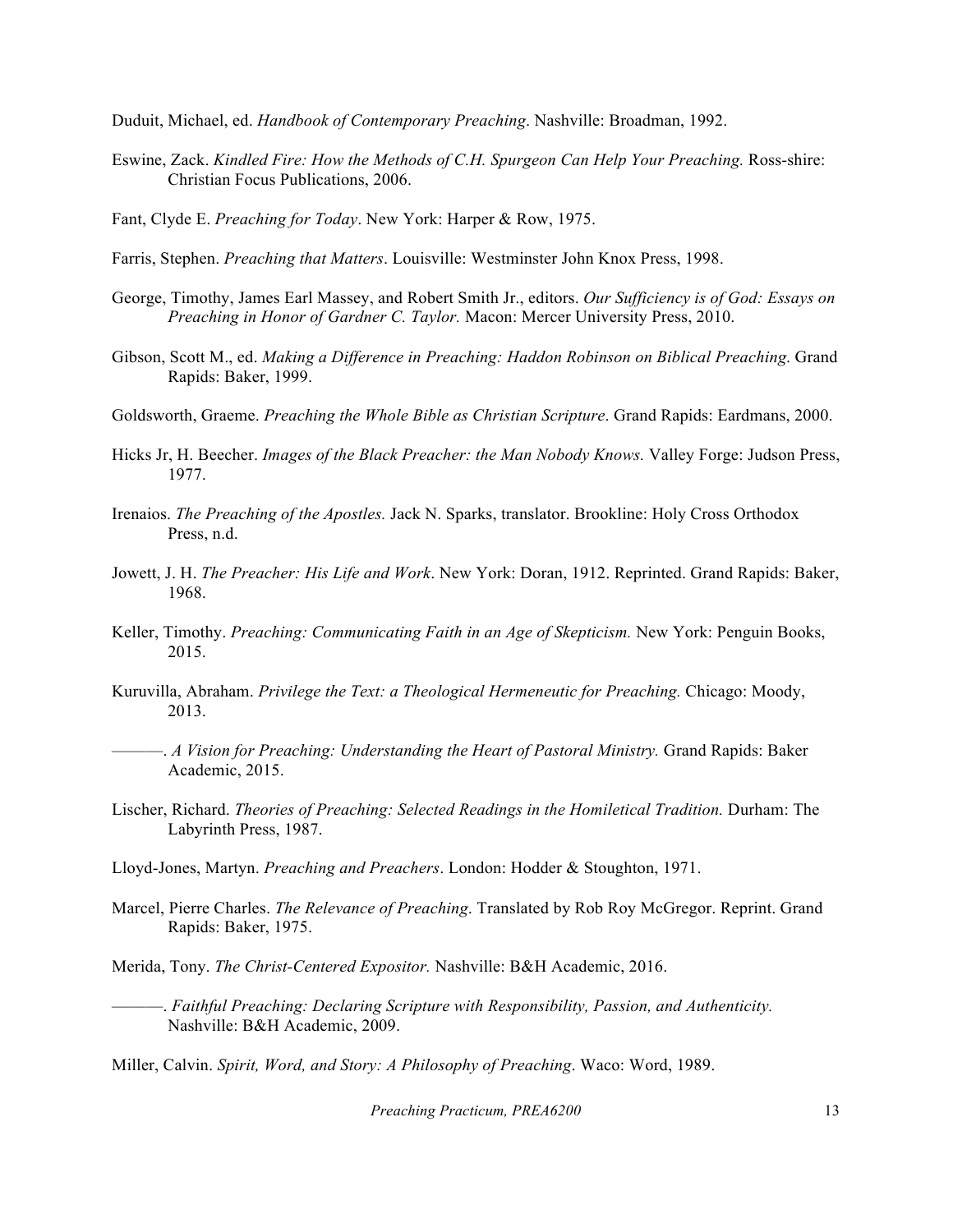Duduit, Michael, ed. *Handbook of Contemporary Preaching*. Nashville: Broadman, 1992.

Eswine, Zack. *Kindled Fire: How the Methods of C.H. Spurgeon Can Help Your Preaching.* Ross-shire: Christian Focus Publications, 2006.

Fant, Clyde E. *Preaching for Today*. New York: Harper & Row, 1975.

Farris, Stephen. *Preaching that Matters*. Louisville: Westminster John Knox Press, 1998.

George, Timothy, James Earl Massey, and Robert Smith Jr., editors. *Our Sufficiency is of God: Essays on Preaching in Honor of Gardner C. Taylor.* Macon: Mercer University Press, 2010.

Gibson, Scott M., ed. *Making a Difference in Preaching: Haddon Robinson on Biblical Preaching*. Grand Rapids: Baker, 1999.

Goldsworth, Graeme. *Preaching the Whole Bible as Christian Scripture*. Grand Rapids: Eardmans, 2000.

Hicks Jr, H. Beecher. *Images of the Black Preacher: the Man Nobody Knows.* Valley Forge: Judson Press, 1977.

Irenaios. *The Preaching of the Apostles.* Jack N. Sparks, translator. Brookline: Holy Cross Orthodox Press, n.d.

Jowett, J. H. *The Preacher: His Life and Work*. New York: Doran, 1912. Reprinted. Grand Rapids: Baker, 1968.

Keller, Timothy. *Preaching: Communicating Faith in an Age of Skepticism.* New York: Penguin Books, 2015.

Kuruvilla, Abraham. *Privilege the Text: a Theological Hermeneutic for Preaching.* Chicago: Moody, 2013.

———. *A Vision for Preaching: Understanding the Heart of Pastoral Ministry.* Grand Rapids: Baker Academic, 2015.

Lischer, Richard. *Theories of Preaching: Selected Readings in the Homiletical Tradition.* Durham: The Labyrinth Press, 1987.

Lloyd-Jones, Martyn. *Preaching and Preachers*. London: Hodder & Stoughton, 1971.

Marcel, Pierre Charles. *The Relevance of Preaching*. Translated by Rob Roy McGregor. Reprint. Grand Rapids: Baker, 1975.

Merida, Tony. *The Christ-Centered Expositor.* Nashville: B&H Academic, 2016.

———. *Faithful Preaching: Declaring Scripture with Responsibility, Passion, and Authenticity.* Nashville: B&H Academic, 2009.

Miller, Calvin. *Spirit, Word, and Story: A Philosophy of Preaching*. Waco: Word, 1989.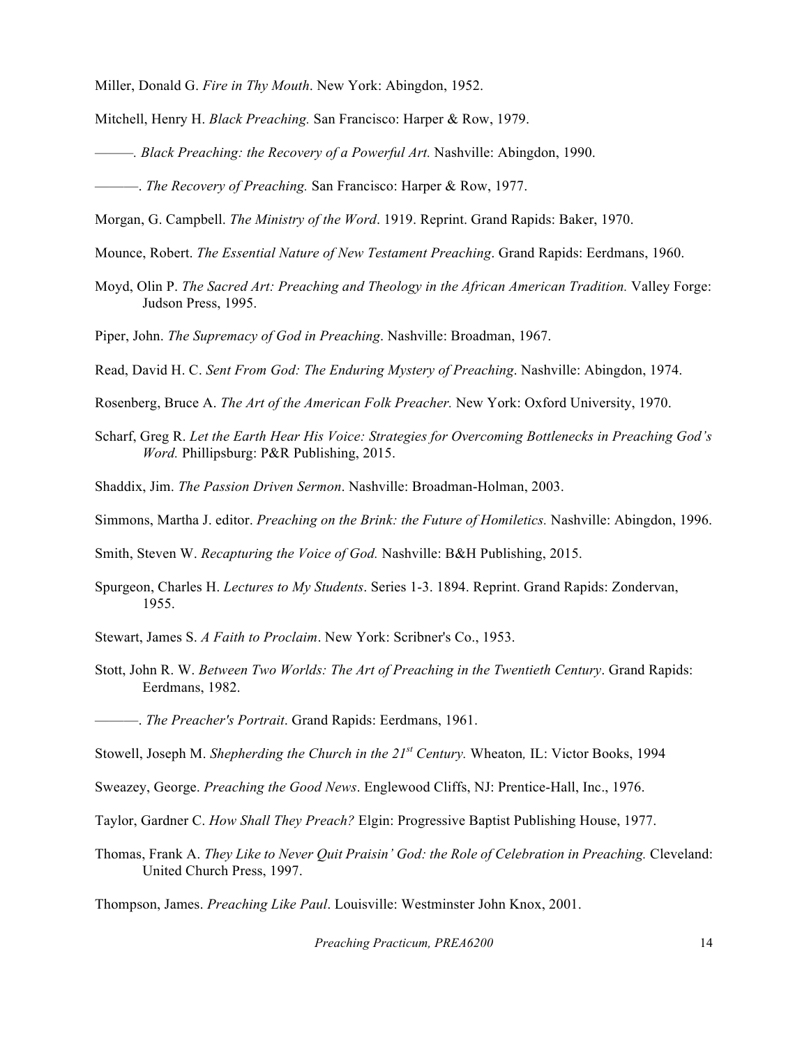Miller, Donald G. *Fire in Thy Mouth*. New York: Abingdon, 1952.

Mitchell, Henry H. *Black Preaching.* San Francisco: Harper & Row, 1979.

———. *Black Preaching: the Recovery of a Powerful Art.* Nashville: Abingdon, 1990.

———. *The Recovery of Preaching.* San Francisco: Harper & Row, 1977.

Morgan, G. Campbell. *The Ministry of the Word*. 1919. Reprint. Grand Rapids: Baker, 1970.

Mounce, Robert. *The Essential Nature of New Testament Preaching*. Grand Rapids: Eerdmans, 1960.

Moyd, Olin P. *The Sacred Art: Preaching and Theology in the African American Tradition.* Valley Forge: Judson Press, 1995.

Piper, John. *The Supremacy of God in Preaching*. Nashville: Broadman, 1967.

Read, David H. C. *Sent From God: The Enduring Mystery of Preaching*. Nashville: Abingdon, 1974.

Rosenberg, Bruce A. *The Art of the American Folk Preacher.* New York: Oxford University, 1970.

Scharf, Greg R. *Let the Earth Hear His Voice: Strategies for Overcoming Bottlenecks in Preaching God's Word.* Phillipsburg: P&R Publishing, 2015.

Shaddix, Jim. *The Passion Driven Sermon*. Nashville: Broadman-Holman, 2003.

Simmons, Martha J. editor. *Preaching on the Brink: the Future of Homiletics.* Nashville: Abingdon, 1996.

Smith, Steven W. *Recapturing the Voice of God.* Nashville: B&H Publishing, 2015.

Spurgeon, Charles H. *Lectures to My Students*. Series 1-3. 1894. Reprint. Grand Rapids: Zondervan, 1955.

Stewart, James S. *A Faith to Proclaim*. New York: Scribner's Co., 1953.

Stott, John R. W. *Between Two Worlds: The Art of Preaching in the Twentieth Century*. Grand Rapids: Eerdmans, 1982.

———. *The Preacher's Portrait*. Grand Rapids: Eerdmans, 1961.

Stowell, Joseph M. *Shepherding the Church in the 21st Century.* Wheaton*,* IL: Victor Books, 1994

Sweazey, George. *Preaching the Good News*. Englewood Cliffs, NJ: Prentice-Hall, Inc., 1976.

Taylor, Gardner C. *How Shall They Preach?* Elgin: Progressive Baptist Publishing House, 1977.

Thomas, Frank A. *They Like to Never Quit Praisin' God: the Role of Celebration in Preaching.* Cleveland: United Church Press, 1997.

Thompson, James. *Preaching Like Paul*. Louisville: Westminster John Knox, 2001.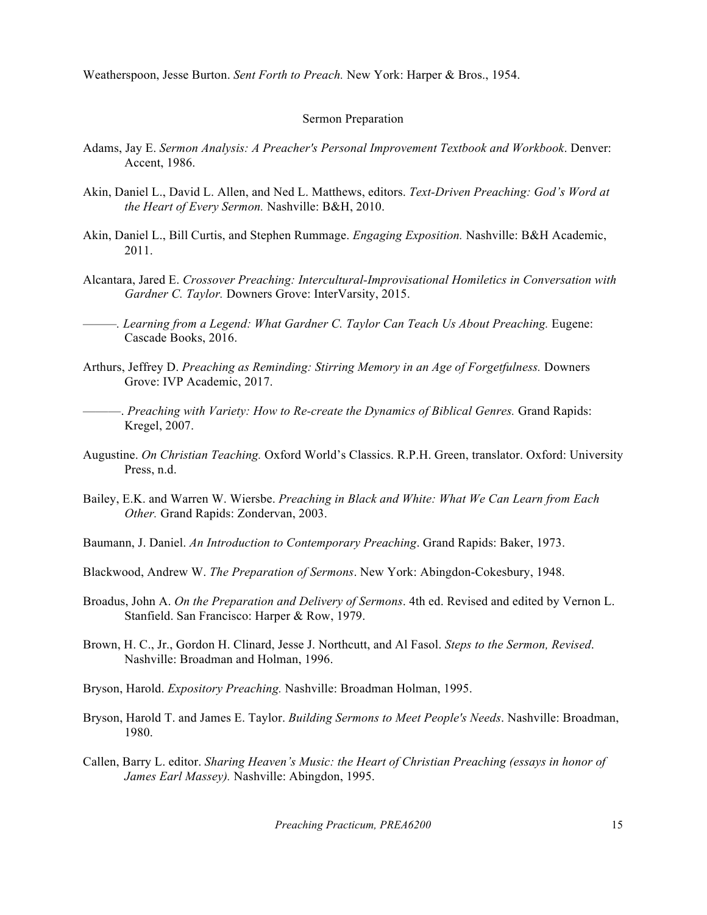Weatherspoon, Jesse Burton. *Sent Forth to Preach.* New York: Harper & Bros., 1954.

## Sermon Preparation

Adams, Jay E. *Sermon Analysis: A Preacher's Personal Improvement Textbook and Workbook*. Denver: Accent, 1986.

Akin, Daniel L., David L. Allen, and Ned L. Matthews, editors. *Text-Driven Preaching: God's Word at the Heart of Every Sermon.* Nashville: B&H, 2010.

Akin, Daniel L., Bill Curtis, and Stephen Rummage. *Engaging Exposition.* Nashville: B&H Academic, 2011.

Alcantara, Jared E. *Crossover Preaching: Intercultural-Improvisational Homiletics in Conversation with Gardner C. Taylor.* Downers Grove: InterVarsity, 2015.

———. *Learning from a Legend: What Gardner C. Taylor Can Teach Us About Preaching.* Eugene: Cascade Books, 2016.

Arthurs, Jeffrey D. *Preaching as Reminding: Stirring Memory in an Age of Forgetfulness.* Downers Grove: IVP Academic, 2017.

———. *Preaching with Variety: How to Re-create the Dynamics of Biblical Genres.* Grand Rapids: Kregel, 2007.

Augustine. *On Christian Teaching.* Oxford World's Classics. R.P.H. Green, translator. Oxford: University Press, n.d.

Bailey, E.K. and Warren W. Wiersbe. *Preaching in Black and White: What We Can Learn from Each Other.* Grand Rapids: Zondervan, 2003.

Baumann, J. Daniel. *An Introduction to Contemporary Preaching*. Grand Rapids: Baker, 1973.

Blackwood, Andrew W. *The Preparation of Sermons*. New York: Abingdon-Cokesbury, 1948.

Broadus, John A. *On the Preparation and Delivery of Sermons*. 4th ed. Revised and edited by Vernon L. Stanfield. San Francisco: Harper & Row, 1979.

Brown, H. C., Jr., Gordon H. Clinard, Jesse J. Northcutt, and Al Fasol. *Steps to the Sermon, Revised*. Nashville: Broadman and Holman, 1996.

Bryson, Harold. *Expository Preaching.* Nashville: Broadman Holman, 1995.

Bryson, Harold T. and James E. Taylor. *Building Sermons to Meet People's Needs*. Nashville: Broadman, 1980.

Callen, Barry L. editor. *Sharing Heaven's Music: the Heart of Christian Preaching (essays in honor of James Earl Massey).* Nashville: Abingdon, 1995.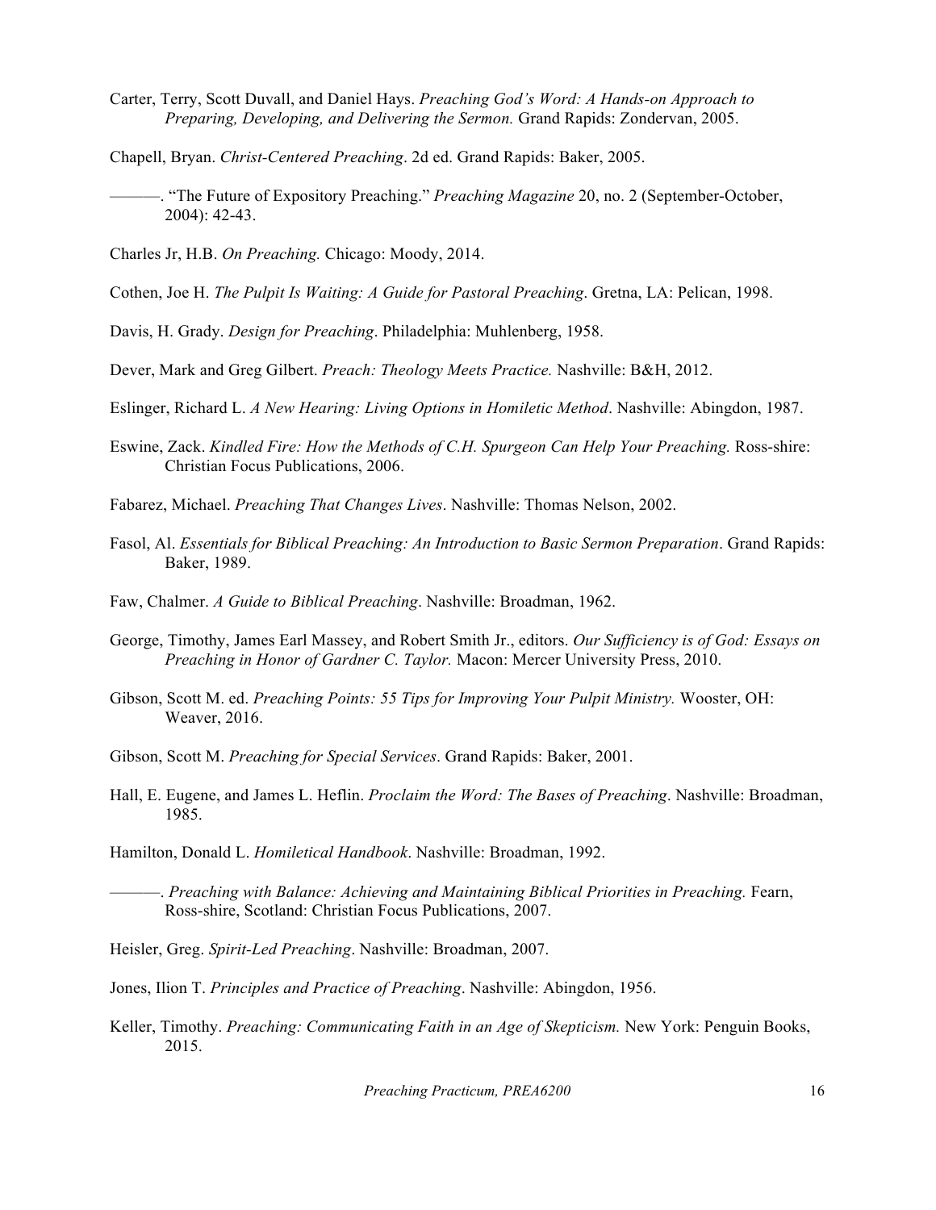Carter, Terry, Scott Duvall, and Daniel Hays. *Preaching God's Word: A Hands-on Approach to Preparing, Developing, and Delivering the Sermon.* Grand Rapids: Zondervan, 2005.

Chapell, Bryan. *Christ-Centered Preaching*. 2d ed. Grand Rapids: Baker, 2005.

———. "The Future of Expository Preaching." *Preaching Magazine* 20, no. 2 (September-October, 2004): 42-43.

Charles Jr, H.B. *On Preaching.* Chicago: Moody, 2014.

Cothen, Joe H. *The Pulpit Is Waiting: A Guide for Pastoral Preaching*. Gretna, LA: Pelican, 1998.

Davis, H. Grady. *Design for Preaching*. Philadelphia: Muhlenberg, 1958.

Dever, Mark and Greg Gilbert. *Preach: Theology Meets Practice.* Nashville: B&H, 2012.

Eslinger, Richard L. *A New Hearing: Living Options in Homiletic Method*. Nashville: Abingdon, 1987.

Eswine, Zack. *Kindled Fire: How the Methods of C.H. Spurgeon Can Help Your Preaching.* Ross-shire: Christian Focus Publications, 2006.

Fabarez, Michael. *Preaching That Changes Lives*. Nashville: Thomas Nelson, 2002.

Fasol, Al. *Essentials for Biblical Preaching: An Introduction to Basic Sermon Preparation*. Grand Rapids: Baker, 1989.

Faw, Chalmer. *A Guide to Biblical Preaching*. Nashville: Broadman, 1962.

George, Timothy, James Earl Massey, and Robert Smith Jr., editors. *Our Sufficiency is of God: Essays on Preaching in Honor of Gardner C. Taylor.* Macon: Mercer University Press, 2010.

Gibson, Scott M. ed. *Preaching Points: 55 Tips for Improving Your Pulpit Ministry.* Wooster, OH: Weaver, 2016.

Gibson, Scott M. *Preaching for Special Services*. Grand Rapids: Baker, 2001.

Hall, E. Eugene, and James L. Heflin. *Proclaim the Word: The Bases of Preaching*. Nashville: Broadman, 1985.

Hamilton, Donald L. *Homiletical Handbook*. Nashville: Broadman, 1992.

———. *Preaching with Balance: Achieving and Maintaining Biblical Priorities in Preaching.* Fearn, Ross-shire, Scotland: Christian Focus Publications, 2007.

Heisler, Greg. *Spirit-Led Preaching*. Nashville: Broadman, 2007.

Jones, Ilion T. *Principles and Practice of Preaching*. Nashville: Abingdon, 1956.

Keller, Timothy. *Preaching: Communicating Faith in an Age of Skepticism.* New York: Penguin Books, 2015.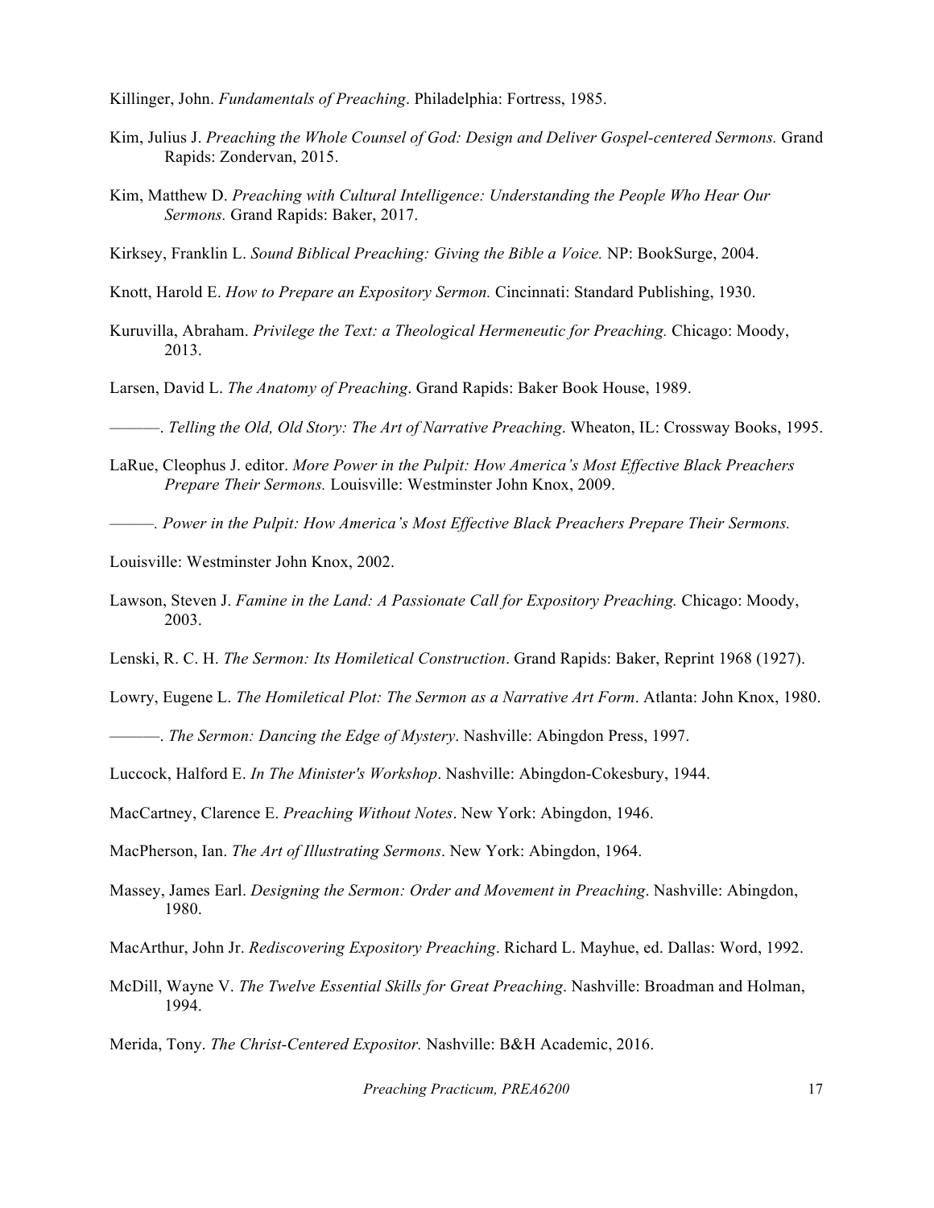Killinger, John. *Fundamentals of Preaching*. Philadelphia: Fortress, 1985.

Kim, Julius J. *Preaching the Whole Counsel of God: Design and Deliver Gospel-centered Sermons.* Grand Rapids: Zondervan, 2015.

Kim, Matthew D. *Preaching with Cultural Intelligence: Understanding the People Who Hear Our Sermons.* Grand Rapids: Baker, 2017.

Kirksey, Franklin L. *Sound Biblical Preaching: Giving the Bible a Voice.* NP: BookSurge, 2004.

Knott, Harold E. *How to Prepare an Expository Sermon.* Cincinnati: Standard Publishing, 1930.

Kuruvilla, Abraham. *Privilege the Text: a Theological Hermeneutic for Preaching.* Chicago: Moody, 2013.

Larsen, David L. *The Anatomy of Preaching*. Grand Rapids: Baker Book House, 1989.

———. *Telling the Old, Old Story: The Art of Narrative Preaching*. Wheaton, IL: Crossway Books, 1995.

LaRue, Cleophus J. editor. *More Power in the Pulpit: How America's Most Effective Black Preachers Prepare Their Sermons.* Louisville: Westminster John Knox, 2009.

———. *Power in the Pulpit: How America's Most Effective Black Preachers Prepare Their Sermons.*

Louisville: Westminster John Knox, 2002.

Lawson, Steven J. *Famine in the Land: A Passionate Call for Expository Preaching.* Chicago: Moody, 2003.

Lenski, R. C. H. *The Sermon: Its Homiletical Construction*. Grand Rapids: Baker, Reprint 1968 (1927).

Lowry, Eugene L. *The Homiletical Plot: The Sermon as a Narrative Art Form*. Atlanta: John Knox, 1980.

———. *The Sermon: Dancing the Edge of Mystery*. Nashville: Abingdon Press, 1997.

Luccock, Halford E. *In The Minister's Workshop*. Nashville: Abingdon-Cokesbury, 1944.

MacCartney, Clarence E. *Preaching Without Notes*. New York: Abingdon, 1946.

MacPherson, Ian. *The Art of Illustrating Sermons*. New York: Abingdon, 1964.

Massey, James Earl. *Designing the Sermon: Order and Movement in Preaching*. Nashville: Abingdon, 1980.

MacArthur, John Jr. *Rediscovering Expository Preaching*. Richard L. Mayhue, ed. Dallas: Word, 1992.

McDill, Wayne V. *The Twelve Essential Skills for Great Preaching*. Nashville: Broadman and Holman, 1994.

Merida, Tony. *The Christ-Centered Expositor.* Nashville: B&H Academic, 2016.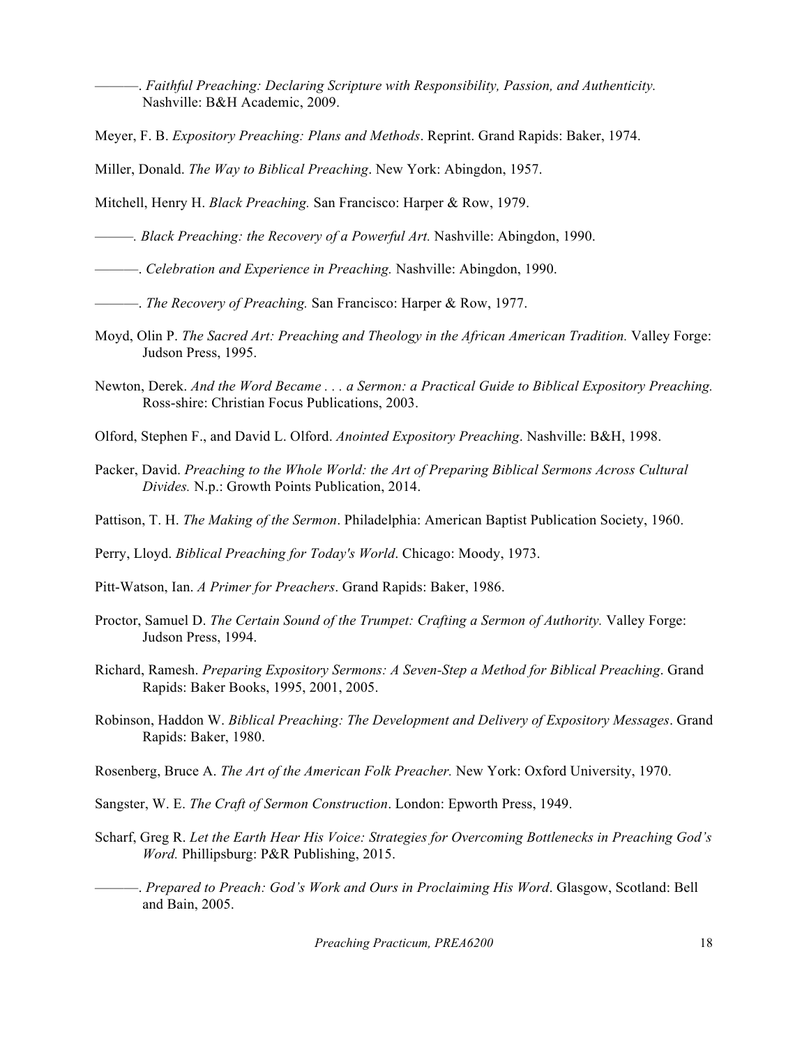———. *Faithful Preaching: Declaring Scripture with Responsibility, Passion, and Authenticity.* Nashville: B&H Academic, 2009.

Meyer, F. B. *Expository Preaching: Plans and Methods*. Reprint. Grand Rapids: Baker, 1974.

Miller, Donald. *The Way to Biblical Preaching*. New York: Abingdon, 1957.

Mitchell, Henry H. *Black Preaching.* San Francisco: Harper & Row, 1979.

———. *Black Preaching: the Recovery of a Powerful Art.* Nashville: Abingdon, 1990.

———. *Celebration and Experience in Preaching.* Nashville: Abingdon, 1990.

———. *The Recovery of Preaching.* San Francisco: Harper & Row, 1977.

Moyd, Olin P. *The Sacred Art: Preaching and Theology in the African American Tradition.* Valley Forge: Judson Press, 1995.

Newton, Derek. *And the Word Became . . . a Sermon: a Practical Guide to Biblical Expository Preaching.* Ross-shire: Christian Focus Publications, 2003.

Olford, Stephen F., and David L. Olford. *Anointed Expository Preaching*. Nashville: B&H, 1998.

Packer, David. *Preaching to the Whole World: the Art of Preparing Biblical Sermons Across Cultural Divides.* N.p.: Growth Points Publication, 2014.

Pattison, T. H. *The Making of the Sermon*. Philadelphia: American Baptist Publication Society, 1960.

Perry, Lloyd. *Biblical Preaching for Today's World*. Chicago: Moody, 1973.

Pitt-Watson, Ian. *A Primer for Preachers*. Grand Rapids: Baker, 1986.

Proctor, Samuel D. *The Certain Sound of the Trumpet: Crafting a Sermon of Authority.* Valley Forge: Judson Press, 1994.

Richard, Ramesh. *Preparing Expository Sermons: A Seven-Step a Method for Biblical Preaching*. Grand Rapids: Baker Books, 1995, 2001, 2005.

Robinson, Haddon W. *Biblical Preaching: The Development and Delivery of Expository Messages*. Grand Rapids: Baker, 1980.

Rosenberg, Bruce A. *The Art of the American Folk Preacher.* New York: Oxford University, 1970.

Sangster, W. E. *The Craft of Sermon Construction*. London: Epworth Press, 1949.

Scharf, Greg R. *Let the Earth Hear His Voice: Strategies for Overcoming Bottlenecks in Preaching God's Word.* Phillipsburg: P&R Publishing, 2015.

———. *Prepared to Preach: God's Work and Ours in Proclaiming His Word*. Glasgow, Scotland: Bell and Bain, 2005.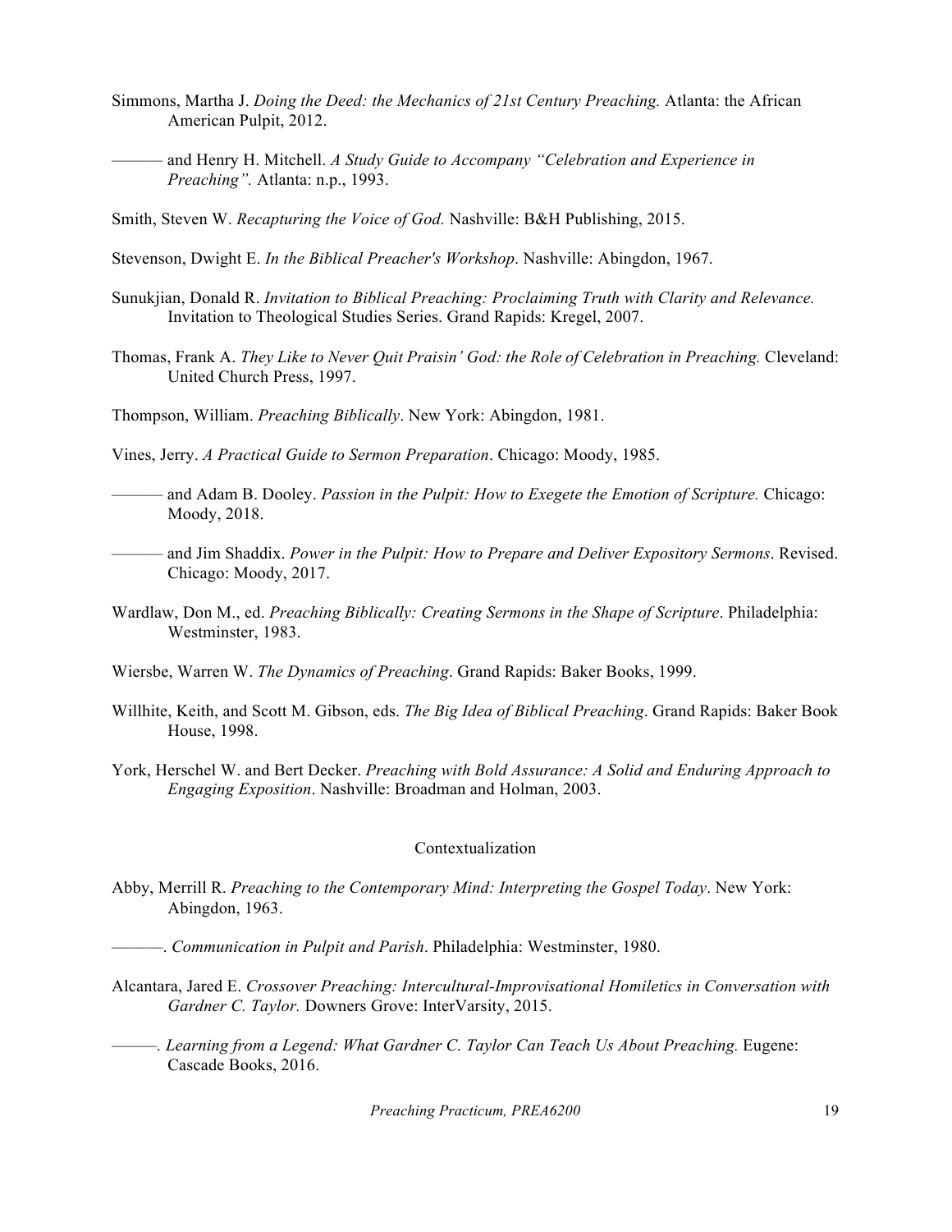Simmons, Martha J. *Doing the Deed: the Mechanics of 21st Century Preaching.* Atlanta: the African American Pulpit, 2012.

——— and Henry H. Mitchell. *A Study Guide to Accompany "Celebration and Experience in Preaching".* Atlanta: n.p., 1993.

Smith, Steven W. *Recapturing the Voice of God.* Nashville: B&H Publishing, 2015.

Stevenson, Dwight E. *In the Biblical Preacher's Workshop*. Nashville: Abingdon, 1967.

Sunukjian, Donald R. *Invitation to Biblical Preaching: Proclaiming Truth with Clarity and Relevance.* Invitation to Theological Studies Series. Grand Rapids: Kregel, 2007.

Thomas, Frank A. *They Like to Never Quit Praisin' God: the Role of Celebration in Preaching.* Cleveland: United Church Press, 1997.

Thompson, William. *Preaching Biblically*. New York: Abingdon, 1981.

Vines, Jerry. *A Practical Guide to Sermon Preparation*. Chicago: Moody, 1985.

——— and Adam B. Dooley. *Passion in the Pulpit: How to Exegete the Emotion of Scripture.* Chicago: Moody, 2018.

——— and Jim Shaddix. *Power in the Pulpit: How to Prepare and Deliver Expository Sermons*. Revised. Chicago: Moody, 2017.

Wardlaw, Don M., ed. *Preaching Biblically: Creating Sermons in the Shape of Scripture*. Philadelphia: Westminster, 1983.

Wiersbe, Warren W. *The Dynamics of Preaching*. Grand Rapids: Baker Books, 1999.

Willhite, Keith, and Scott M. Gibson, eds. *The Big Idea of Biblical Preaching*. Grand Rapids: Baker Book House, 1998.

York, Herschel W. and Bert Decker. *Preaching with Bold Assurance: A Solid and Enduring Approach to Engaging Exposition*. Nashville: Broadman and Holman, 2003.

## Contextualization

Abby, Merrill R. *Preaching to the Contemporary Mind: Interpreting the Gospel Today*. New York: Abingdon, 1963.

———. *Communication in Pulpit and Parish*. Philadelphia: Westminster, 1980.

Alcantara, Jared E. *Crossover Preaching: Intercultural-Improvisational Homiletics in Conversation with Gardner C. Taylor.* Downers Grove: InterVarsity, 2015.

———. *Learning from a Legend: What Gardner C. Taylor Can Teach Us About Preaching.* Eugene: Cascade Books, 2016.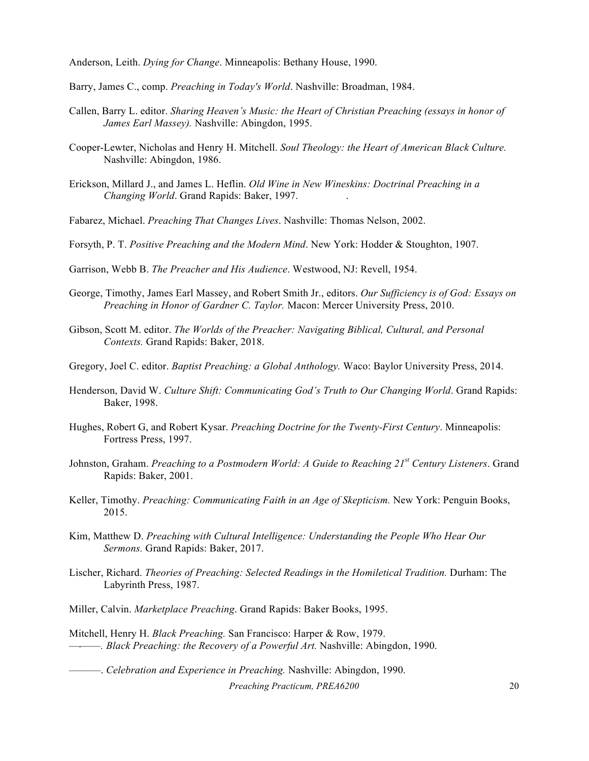Anderson, Leith. *Dying for Change*. Minneapolis: Bethany House, 1990.

Barry, James C., comp. *Preaching in Today's World*. Nashville: Broadman, 1984.

Callen, Barry L. editor. *Sharing Heaven's Music: the Heart of Christian Preaching (essays in honor of James Earl Massey).* Nashville: Abingdon, 1995.

Cooper-Lewter, Nicholas and Henry H. Mitchell. *Soul Theology: the Heart of American Black Culture.* Nashville: Abingdon, 1986.

Erickson, Millard J., and James L. Heflin. *Old Wine in New Wineskins: Doctrinal Preaching in a Changing World*. Grand Rapids: Baker, 1997.

Fabarez, Michael. *Preaching That Changes Lives*. Nashville: Thomas Nelson, 2002.

Forsyth, P. T. *Positive Preaching and the Modern Mind*. New York: Hodder & Stoughton, 1907.

Garrison, Webb B. *The Preacher and His Audience*. Westwood, NJ: Revell, 1954.

George, Timothy, James Earl Massey, and Robert Smith Jr., editors. *Our Sufficiency is of God: Essays on Preaching in Honor of Gardner C. Taylor.* Macon: Mercer University Press, 2010.

Gibson, Scott M. editor. *The Worlds of the Preacher: Navigating Biblical, Cultural, and Personal Contexts.* Grand Rapids: Baker, 2018.

Gregory, Joel C. editor. *Baptist Preaching: a Global Anthology.* Waco: Baylor University Press, 2014.

Henderson, David W. *Culture Shift: Communicating God's Truth to Our Changing World*. Grand Rapids: Baker, 1998.

Hughes, Robert G, and Robert Kysar. *Preaching Doctrine for the Twenty-First Century*. Minneapolis: Fortress Press, 1997.

Johnston, Graham. *Preaching to a Postmodern World: A Guide to Reaching 21st Century Listeners*. Grand Rapids: Baker, 2001.

Keller, Timothy. *Preaching: Communicating Faith in an Age of Skepticism.* New York: Penguin Books, 2015.

Kim, Matthew D. *Preaching with Cultural Intelligence: Understanding the People Who Hear Our Sermons.* Grand Rapids: Baker, 2017.

Lischer, Richard. *Theories of Preaching: Selected Readings in the Homiletical Tradition.* Durham: The Labyrinth Press, 1987.

Miller, Calvin. *Marketplace Preaching*. Grand Rapids: Baker Books, 1995.

Mitchell, Henry H. *Black Preaching.* San Francisco: Harper & Row, 1979.
———. *Black Preaching: the Recovery of a Powerful Art.* Nashville: Abingdon, 1990.

———. *Celebration and Experience in Preaching.* Nashville: Abingdon, 1990.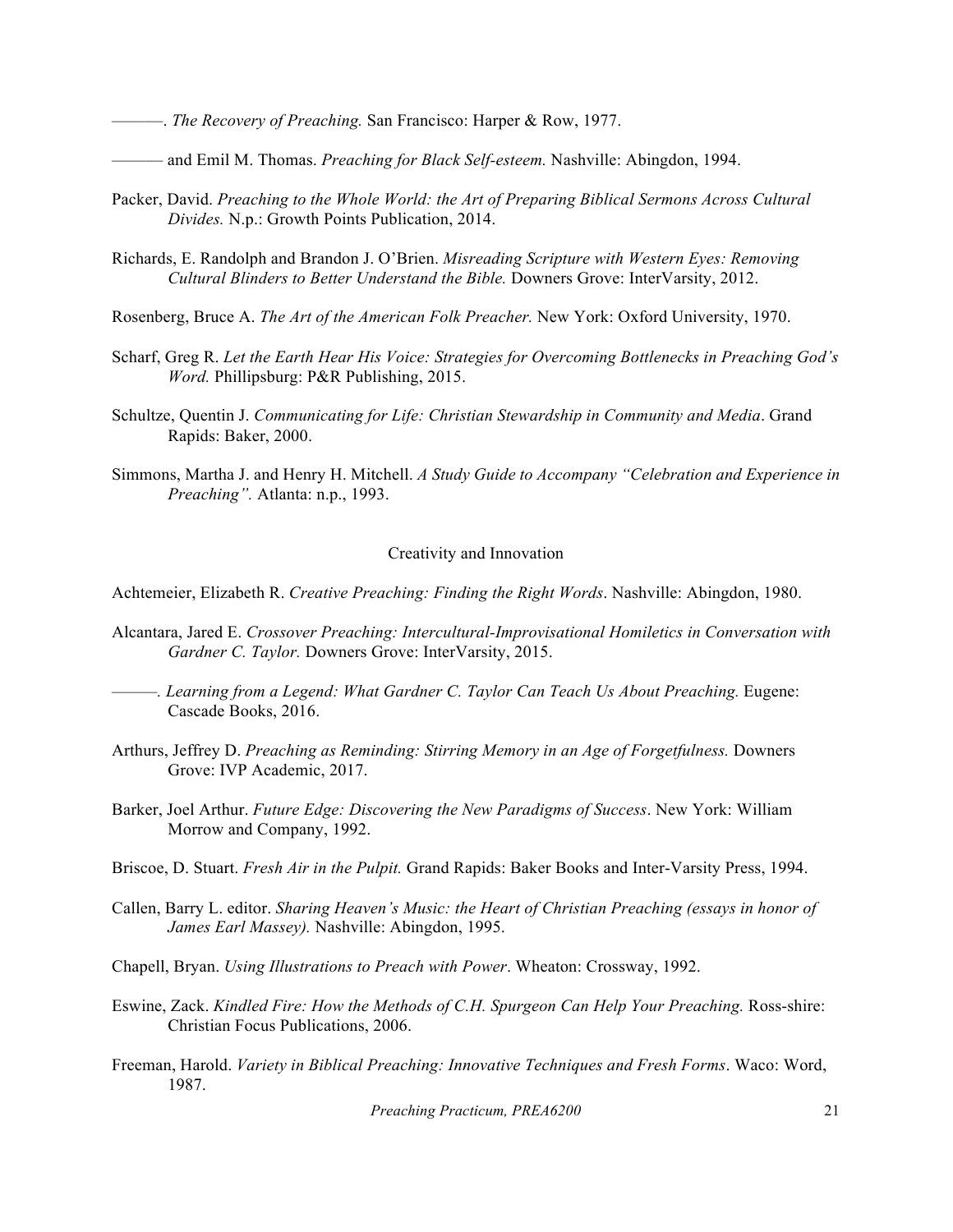———. *The Recovery of Preaching.* San Francisco: Harper & Row, 1977.

——— and Emil M. Thomas. *Preaching for Black Self-esteem.* Nashville: Abingdon, 1994.

Packer, David. *Preaching to the Whole World: the Art of Preparing Biblical Sermons Across Cultural Divides.* N.p.: Growth Points Publication, 2014.

Richards, E. Randolph and Brandon J. O'Brien. *Misreading Scripture with Western Eyes: Removing Cultural Blinders to Better Understand the Bible.* Downers Grove: InterVarsity, 2012.

Rosenberg, Bruce A. *The Art of the American Folk Preacher.* New York: Oxford University, 1970.

Scharf, Greg R. *Let the Earth Hear His Voice: Strategies for Overcoming Bottlenecks in Preaching God's Word.* Phillipsburg: P&R Publishing, 2015.

Schultze, Quentin J. *Communicating for Life: Christian Stewardship in Community and Media*. Grand Rapids: Baker, 2000.

Simmons, Martha J. and Henry H. Mitchell. *A Study Guide to Accompany "Celebration and Experience in Preaching".* Atlanta: n.p., 1993.

## Creativity and Innovation

Achtemeier, Elizabeth R. *Creative Preaching: Finding the Right Words*. Nashville: Abingdon, 1980.

Alcantara, Jared E. *Crossover Preaching: Intercultural-Improvisational Homiletics in Conversation with Gardner C. Taylor.* Downers Grove: InterVarsity, 2015.

———. *Learning from a Legend: What Gardner C. Taylor Can Teach Us About Preaching.* Eugene: Cascade Books, 2016.

Arthurs, Jeffrey D. *Preaching as Reminding: Stirring Memory in an Age of Forgetfulness.* Downers Grove: IVP Academic, 2017.

Barker, Joel Arthur. *Future Edge: Discovering the New Paradigms of Success*. New York: William Morrow and Company, 1992.

Briscoe, D. Stuart. *Fresh Air in the Pulpit.* Grand Rapids: Baker Books and Inter-Varsity Press, 1994.

Callen, Barry L. editor. *Sharing Heaven's Music: the Heart of Christian Preaching (essays in honor of James Earl Massey).* Nashville: Abingdon, 1995.

Chapell, Bryan. *Using Illustrations to Preach with Power*. Wheaton: Crossway, 1992.

Eswine, Zack. *Kindled Fire: How the Methods of C.H. Spurgeon Can Help Your Preaching.* Ross-shire: Christian Focus Publications, 2006.

Freeman, Harold. *Variety in Biblical Preaching: Innovative Techniques and Fresh Forms*. Waco: Word, 1987.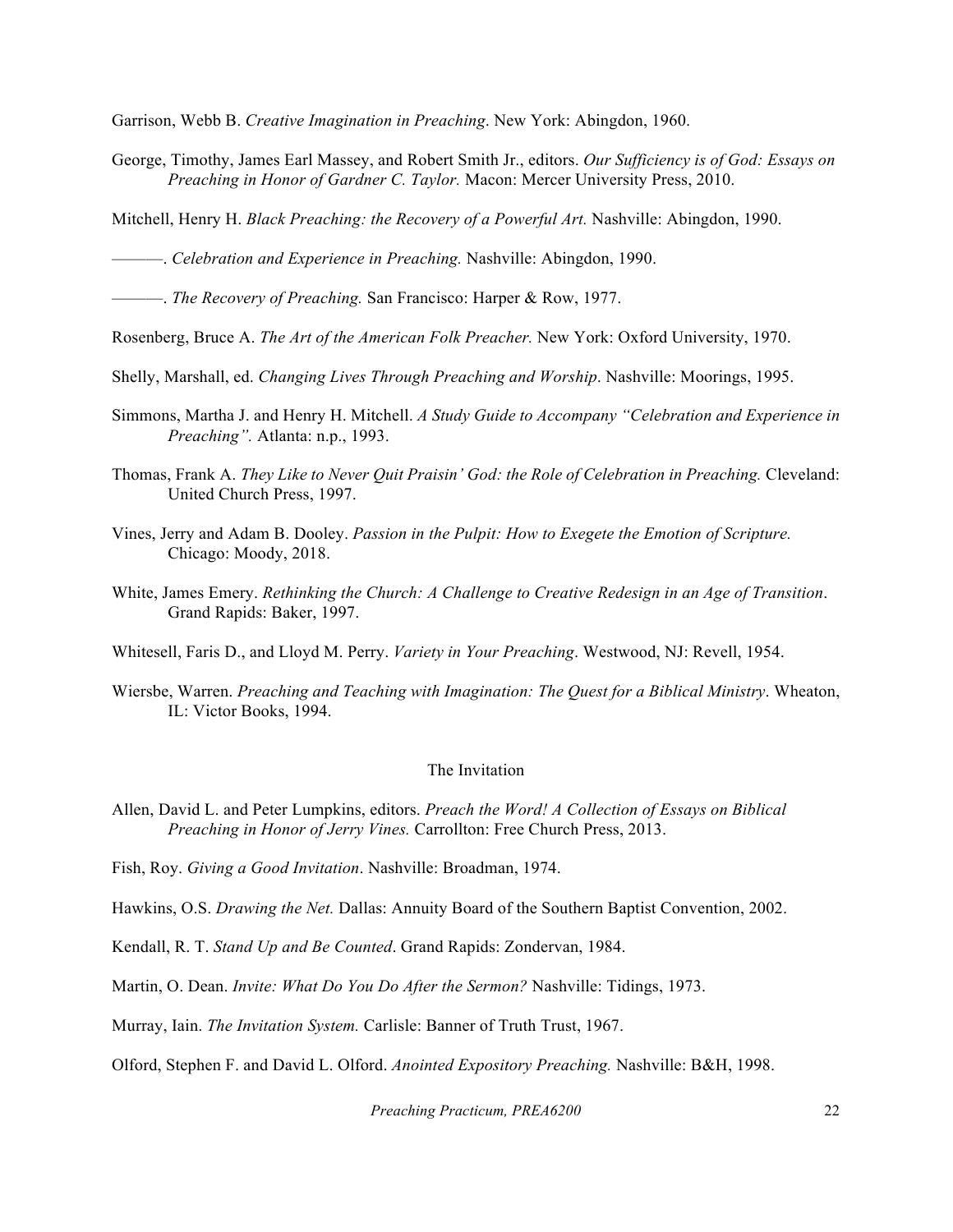Garrison, Webb B. *Creative Imagination in Preaching*. New York: Abingdon, 1960.

George, Timothy, James Earl Massey, and Robert Smith Jr., editors. *Our Sufficiency is of God: Essays on Preaching in Honor of Gardner C. Taylor.* Macon: Mercer University Press, 2010.

Mitchell, Henry H. *Black Preaching: the Recovery of a Powerful Art.* Nashville: Abingdon, 1990.

———. *Celebration and Experience in Preaching.* Nashville: Abingdon, 1990.

———. *The Recovery of Preaching.* San Francisco: Harper & Row, 1977.

Rosenberg, Bruce A. *The Art of the American Folk Preacher.* New York: Oxford University, 1970.

Shelly, Marshall, ed. *Changing Lives Through Preaching and Worship*. Nashville: Moorings, 1995.

Simmons, Martha J. and Henry H. Mitchell. *A Study Guide to Accompany "Celebration and Experience in Preaching".* Atlanta: n.p., 1993.

Thomas, Frank A. *They Like to Never Quit Praisin' God: the Role of Celebration in Preaching.* Cleveland: United Church Press, 1997.

Vines, Jerry and Adam B. Dooley. *Passion in the Pulpit: How to Exegete the Emotion of Scripture.* Chicago: Moody, 2018.

White, James Emery. *Rethinking the Church: A Challenge to Creative Redesign in an Age of Transition*. Grand Rapids: Baker, 1997.

Whitesell, Faris D., and Lloyd M. Perry. *Variety in Your Preaching*. Westwood, NJ: Revell, 1954.

Wiersbe, Warren. *Preaching and Teaching with Imagination: The Quest for a Biblical Ministry*. Wheaton, IL: Victor Books, 1994.

## The Invitation

Allen, David L. and Peter Lumpkins, editors. *Preach the Word! A Collection of Essays on Biblical Preaching in Honor of Jerry Vines.* Carrollton: Free Church Press, 2013.

Fish, Roy. *Giving a Good Invitation*. Nashville: Broadman, 1974.

Hawkins, O.S. *Drawing the Net.* Dallas: Annuity Board of the Southern Baptist Convention, 2002.

Kendall, R. T. *Stand Up and Be Counted*. Grand Rapids: Zondervan, 1984.

Martin, O. Dean. *Invite: What Do You Do After the Sermon?* Nashville: Tidings, 1973.

Murray, Iain. *The Invitation System.* Carlisle: Banner of Truth Trust, 1967.

Olford, Stephen F. and David L. Olford. *Anointed Expository Preaching.* Nashville: B&H, 1998.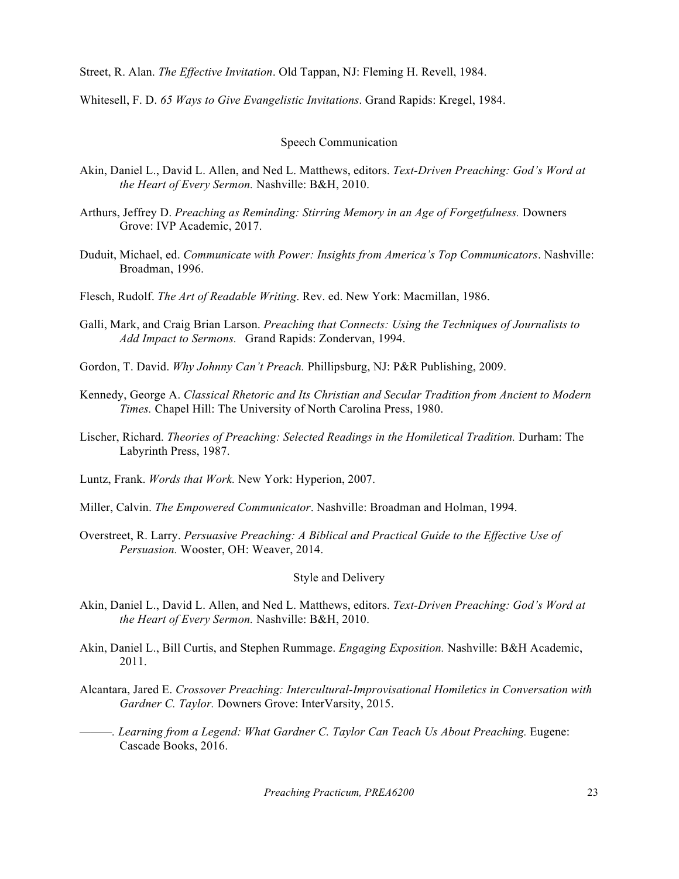Street, R. Alan. *The Effective Invitation*. Old Tappan, NJ: Fleming H. Revell, 1984.

Whitesell, F. D. *65 Ways to Give Evangelistic Invitations*. Grand Rapids: Kregel, 1984.

### Speech Communication

Akin, Daniel L., David L. Allen, and Ned L. Matthews, editors. *Text-Driven Preaching: God's Word at the Heart of Every Sermon.* Nashville: B&H, 2010.

Arthurs, Jeffrey D. *Preaching as Reminding: Stirring Memory in an Age of Forgetfulness.* Downers Grove: IVP Academic, 2017.

Duduit, Michael, ed. *Communicate with Power: Insights from America's Top Communicators*. Nashville: Broadman, 1996.

Flesch, Rudolf. *The Art of Readable Writing*. Rev. ed. New York: Macmillan, 1986.

Galli, Mark, and Craig Brian Larson. *Preaching that Connects: Using the Techniques of Journalists to Add Impact to Sermons.* Grand Rapids: Zondervan, 1994.

Gordon, T. David. *Why Johnny Can't Preach.* Phillipsburg, NJ: P&R Publishing, 2009.

Kennedy, George A. *Classical Rhetoric and Its Christian and Secular Tradition from Ancient to Modern Times.* Chapel Hill: The University of North Carolina Press, 1980.

Lischer, Richard. *Theories of Preaching: Selected Readings in the Homiletical Tradition.* Durham: The Labyrinth Press, 1987.

Luntz, Frank. *Words that Work.* New York: Hyperion, 2007.

Miller, Calvin. *The Empowered Communicator*. Nashville: Broadman and Holman, 1994.

Overstreet, R. Larry. *Persuasive Preaching: A Biblical and Practical Guide to the Effective Use of Persuasion.* Wooster, OH: Weaver, 2014.

### Style and Delivery

Akin, Daniel L., David L. Allen, and Ned L. Matthews, editors. *Text-Driven Preaching: God's Word at the Heart of Every Sermon.* Nashville: B&H, 2010.

Akin, Daniel L., Bill Curtis, and Stephen Rummage. *Engaging Exposition.* Nashville: B&H Academic, 2011.

Alcantara, Jared E. *Crossover Preaching: Intercultural-Improvisational Homiletics in Conversation with Gardner C. Taylor.* Downers Grove: InterVarsity, 2015.

———. *Learning from a Legend: What Gardner C. Taylor Can Teach Us About Preaching.* Eugene: Cascade Books, 2016.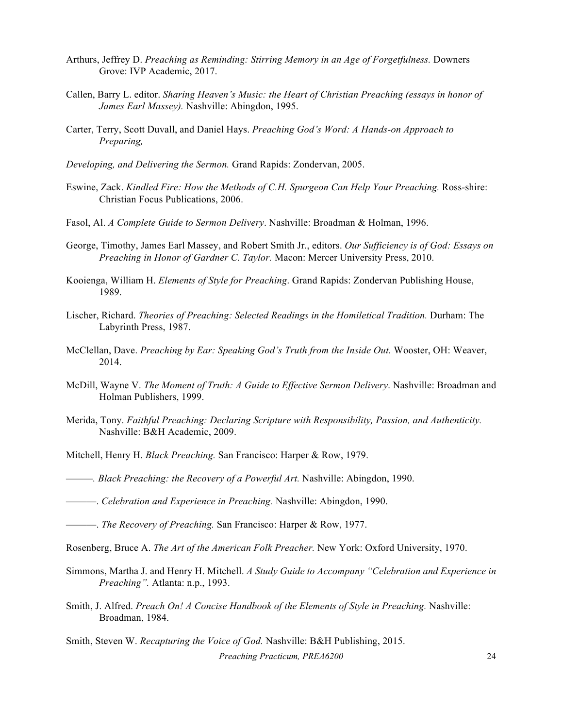Arthurs, Jeffrey D. *Preaching as Reminding: Stirring Memory in an Age of Forgetfulness.* Downers Grove: IVP Academic, 2017.

Callen, Barry L. editor. *Sharing Heaven's Music: the Heart of Christian Preaching (essays in honor of James Earl Massey).* Nashville: Abingdon, 1995.

Carter, Terry, Scott Duvall, and Daniel Hays. *Preaching God's Word: A Hands-on Approach to Preparing,*

*Developing, and Delivering the Sermon.* Grand Rapids: Zondervan, 2005.

Eswine, Zack. *Kindled Fire: How the Methods of C.H. Spurgeon Can Help Your Preaching.* Ross-shire: Christian Focus Publications, 2006.

Fasol, Al. *A Complete Guide to Sermon Delivery*. Nashville: Broadman & Holman, 1996.

George, Timothy, James Earl Massey, and Robert Smith Jr., editors. *Our Sufficiency is of God: Essays on Preaching in Honor of Gardner C. Taylor.* Macon: Mercer University Press, 2010.

Kooienga, William H. *Elements of Style for Preaching*. Grand Rapids: Zondervan Publishing House, 1989.

Lischer, Richard. *Theories of Preaching: Selected Readings in the Homiletical Tradition.* Durham: The Labyrinth Press, 1987.

McClellan, Dave. *Preaching by Ear: Speaking God's Truth from the Inside Out.* Wooster, OH: Weaver, 2014.

McDill, Wayne V. *The Moment of Truth: A Guide to Effective Sermon Delivery*. Nashville: Broadman and Holman Publishers, 1999.

Merida, Tony. *Faithful Preaching: Declaring Scripture with Responsibility, Passion, and Authenticity.* Nashville: B&H Academic, 2009.

Mitchell, Henry H. *Black Preaching.* San Francisco: Harper & Row, 1979.

———. *Black Preaching: the Recovery of a Powerful Art.* Nashville: Abingdon, 1990.

———. *Celebration and Experience in Preaching.* Nashville: Abingdon, 1990.

———. *The Recovery of Preaching.* San Francisco: Harper & Row, 1977.

Rosenberg, Bruce A. *The Art of the American Folk Preacher.* New York: Oxford University, 1970.

Simmons, Martha J. and Henry H. Mitchell. *A Study Guide to Accompany "Celebration and Experience in Preaching".* Atlanta: n.p., 1993.

Smith, J. Alfred. *Preach On! A Concise Handbook of the Elements of Style in Preaching.* Nashville: Broadman, 1984.

Smith, Steven W. *Recapturing the Voice of God.* Nashville: B&H Publishing, 2015.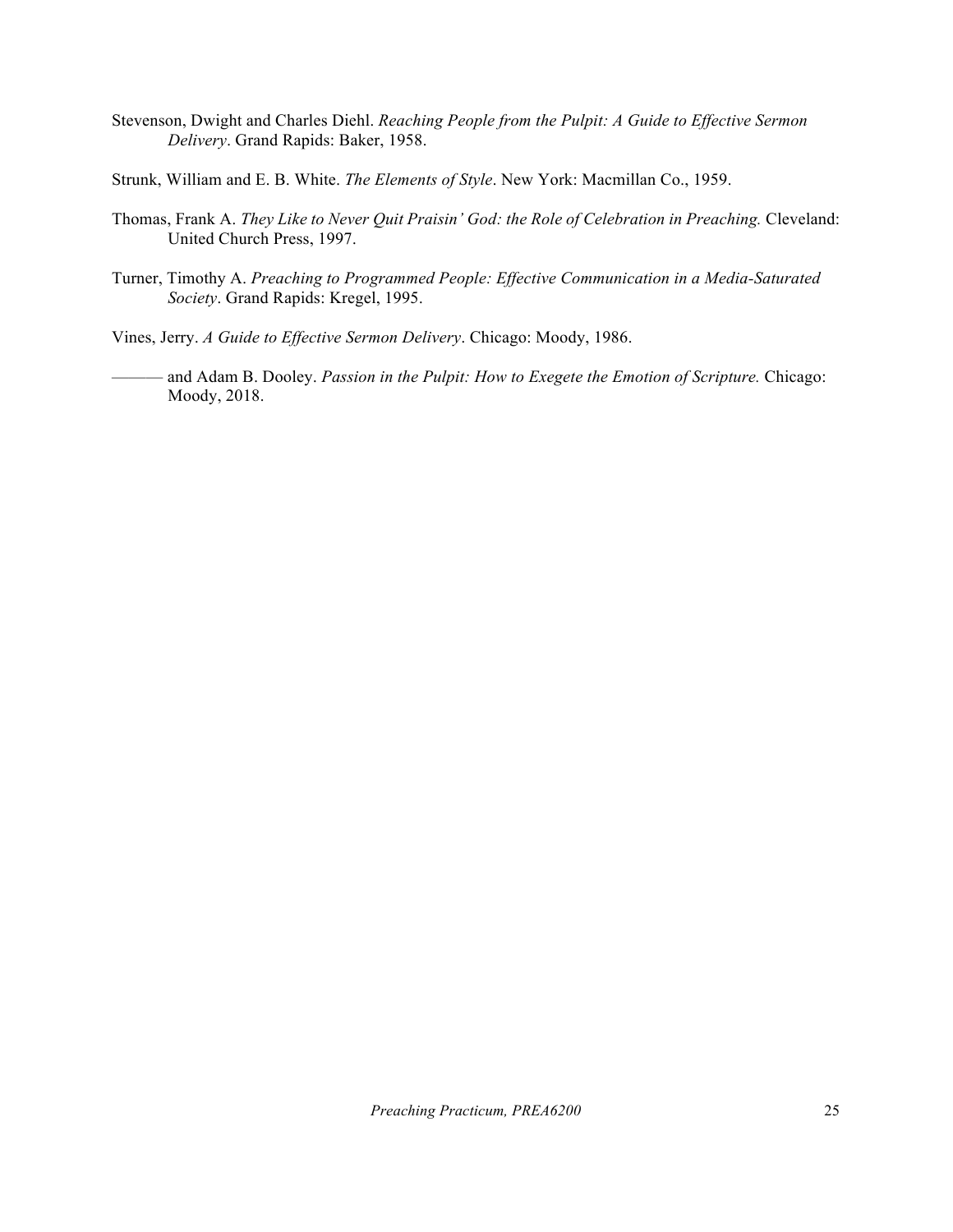Stevenson, Dwight and Charles Diehl. *Reaching People from the Pulpit: A Guide to Effective Sermon Delivery*. Grand Rapids: Baker, 1958.

Strunk, William and E. B. White. *The Elements of Style*. New York: Macmillan Co., 1959.

Thomas, Frank A. *They Like to Never Quit Praisin' God: the Role of Celebration in Preaching.* Cleveland: United Church Press, 1997.

Turner, Timothy A. *Preaching to Programmed People: Effective Communication in a Media-Saturated Society*. Grand Rapids: Kregel, 1995.

Vines, Jerry. *A Guide to Effective Sermon Delivery*. Chicago: Moody, 1986.

——— and Adam B. Dooley. *Passion in the Pulpit: How to Exegete the Emotion of Scripture.* Chicago: Moody, 2018.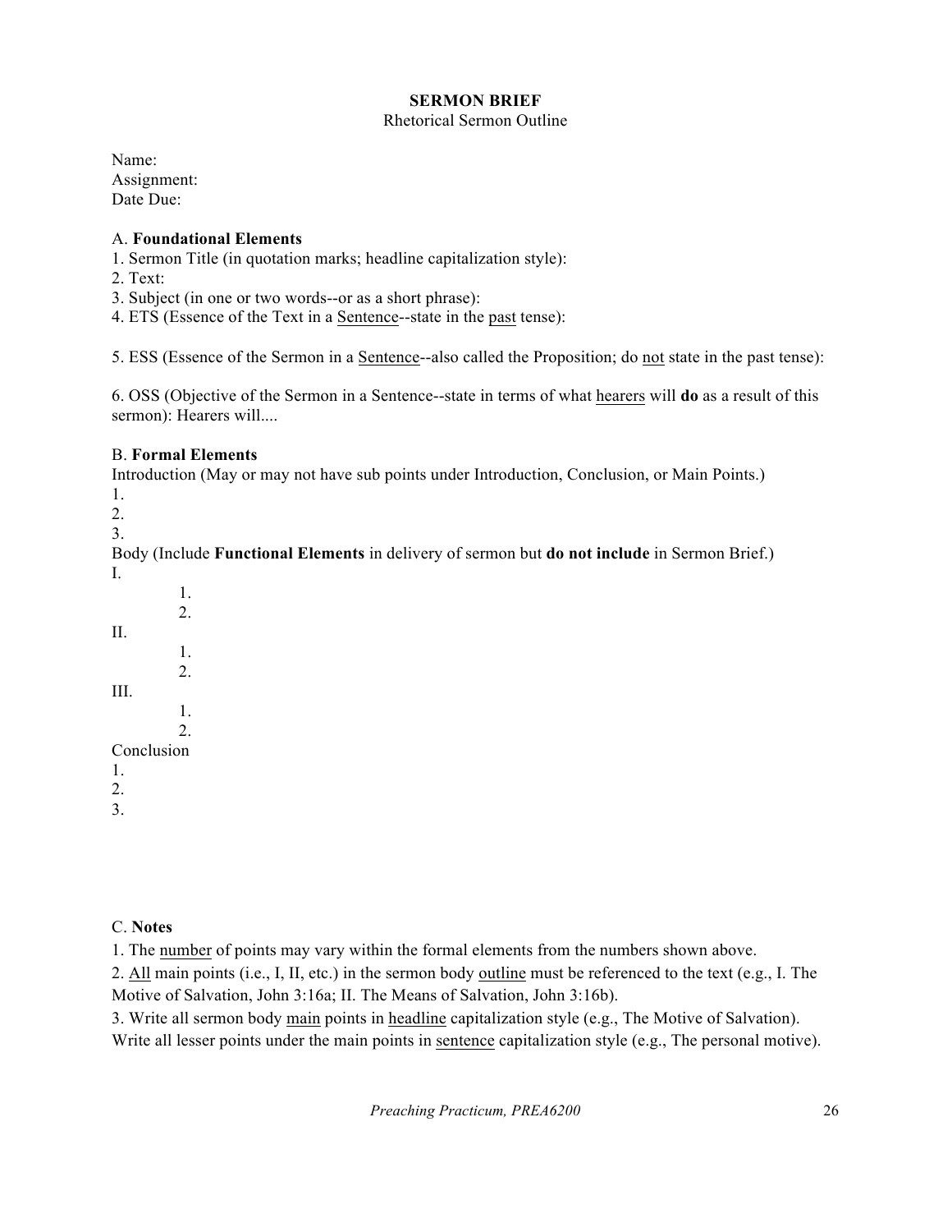## SERMON BRIEF

Rhetorical Sermon Outline

Name:
Assignment:
Date Due:

A. **Foundational Elements**

1. Sermon Title (in quotation marks; headline capitalization style):
2. Text:
3. Subject (in one or two words--or as a short phrase):
4. ETS (Essence of the Text in a Sentence--state in the past tense):

5. ESS (Essence of the Sermon in a Sentence--also called the Proposition; do not state in the past tense):

6. OSS (Objective of the Sermon in a Sentence--state in terms of what hearers will **do** as a result of this sermon): Hearers will....

B. **Formal Elements**

Introduction (May or may not have sub points under Introduction, Conclusion, or Main Points.)

1.
2.
3.

Body (Include **Functional Elements** in delivery of sermon but **do not include** in Sermon Brief.)

I.
    1.
    2.

II.
    1.
    2.

III.
    1.
    2.

Conclusion

1.
2.
3.

C. **Notes**

1. The number of points may vary within the formal elements from the numbers shown above.
2. All main points (i.e., I, II, etc.) in the sermon body outline must be referenced to the text (e.g., I. The Motive of Salvation, John 3:16a; II. The Means of Salvation, John 3:16b).
3. Write all sermon body main points in headline capitalization style (e.g., The Motive of Salvation). Write all lesser points under the main points in sentence capitalization style (e.g., The personal motive).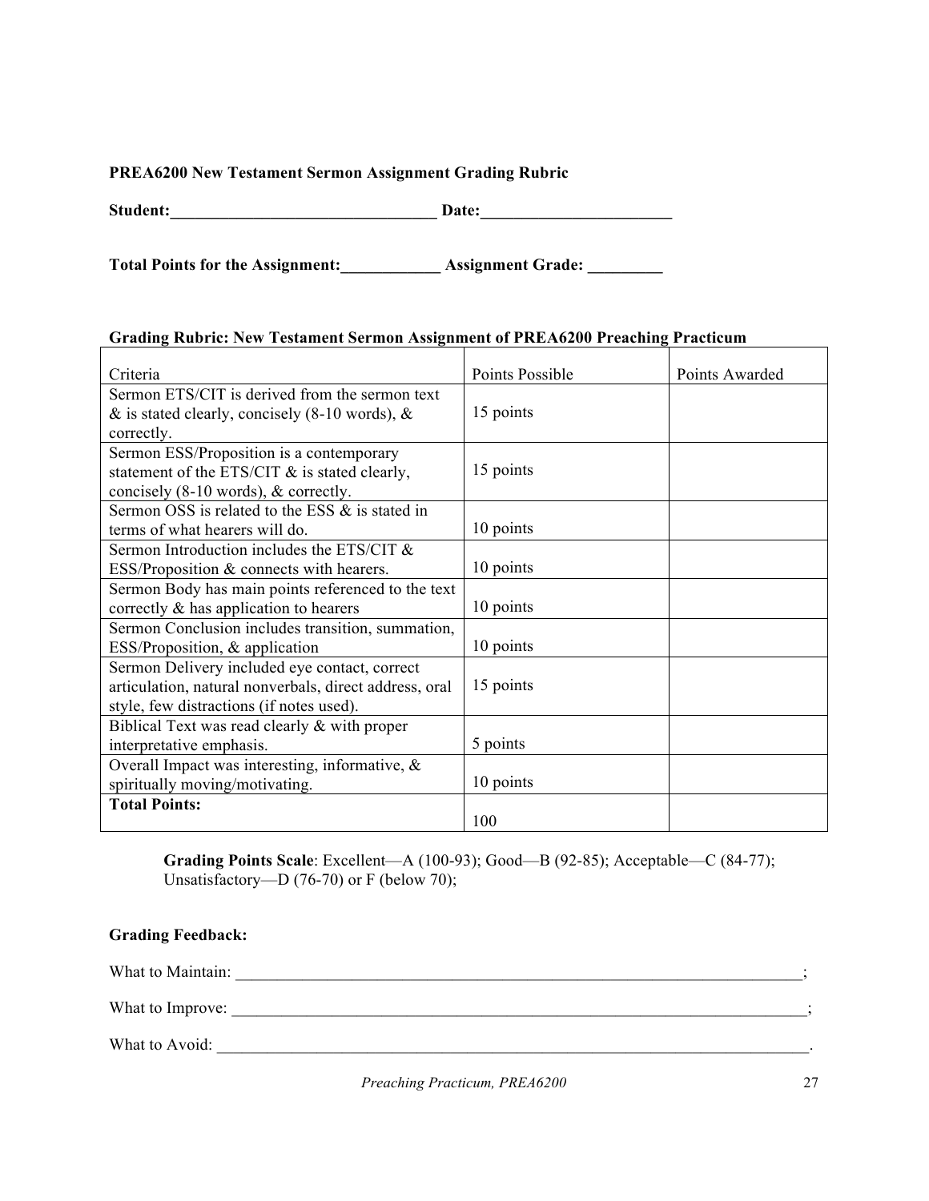**PREA6200 New Testament Sermon Assignment Grading Rubric**

**Student:________________________________ Date:_______________________**

**Total Points for the Assignment:____________ Assignment Grade: _________**

**Grading Rubric: New Testament Sermon Assignment of PREA6200 Preaching Practicum**

| Criteria | Points Possible | Points Awarded |
|---|---|---|
| Sermon ETS/CIT is derived from the sermon text & is stated clearly, concisely (8-10 words), & correctly. | 15 points | |
| Sermon ESS/Proposition is a contemporary statement of the ETS/CIT & is stated clearly, concisely (8-10 words), & correctly. | 15 points | |
| Sermon OSS is related to the ESS & is stated in terms of what hearers will do. | 10 points | |
| Sermon Introduction includes the ETS/CIT & ESS/Proposition & connects with hearers. | 10 points | |
| Sermon Body has main points referenced to the text correctly & has application to hearers | 10 points | |
| Sermon Conclusion includes transition, summation, ESS/Proposition, & application | 10 points | |
| Sermon Delivery included eye contact, correct articulation, natural nonverbals, direct address, oral style, few distractions (if notes used). | 15 points | |
| Biblical Text was read clearly & with proper interpretative emphasis. | 5 points | |
| Overall Impact was interesting, informative, & spiritually moving/motivating. | 10 points | |
| **Total Points:** | 100 | |

**Grading Points Scale**: Excellent—A (100-93); Good—B (92-85); Acceptable—C (84-77); Unsatisfactory—D (76-70) or F (below 70);

**Grading Feedback:**

What to Maintain: ___________________________________________________________________________;

What to Improve: ___________________________________________________________________________;

What to Avoid: _____________________________________________________________________________.